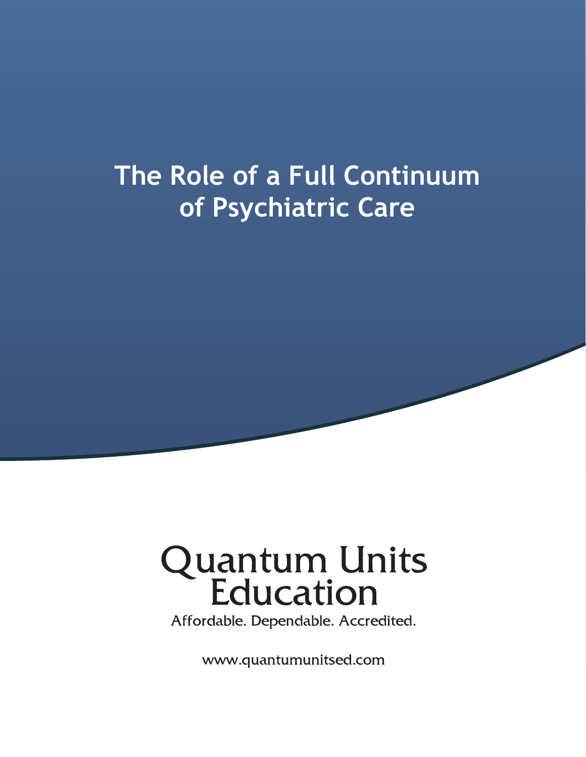# The Role of a Full Continuum of Psychiatric Care

Quantum Units Education

Affordable. Dependable. Accredited.

www.quantumunitsed.com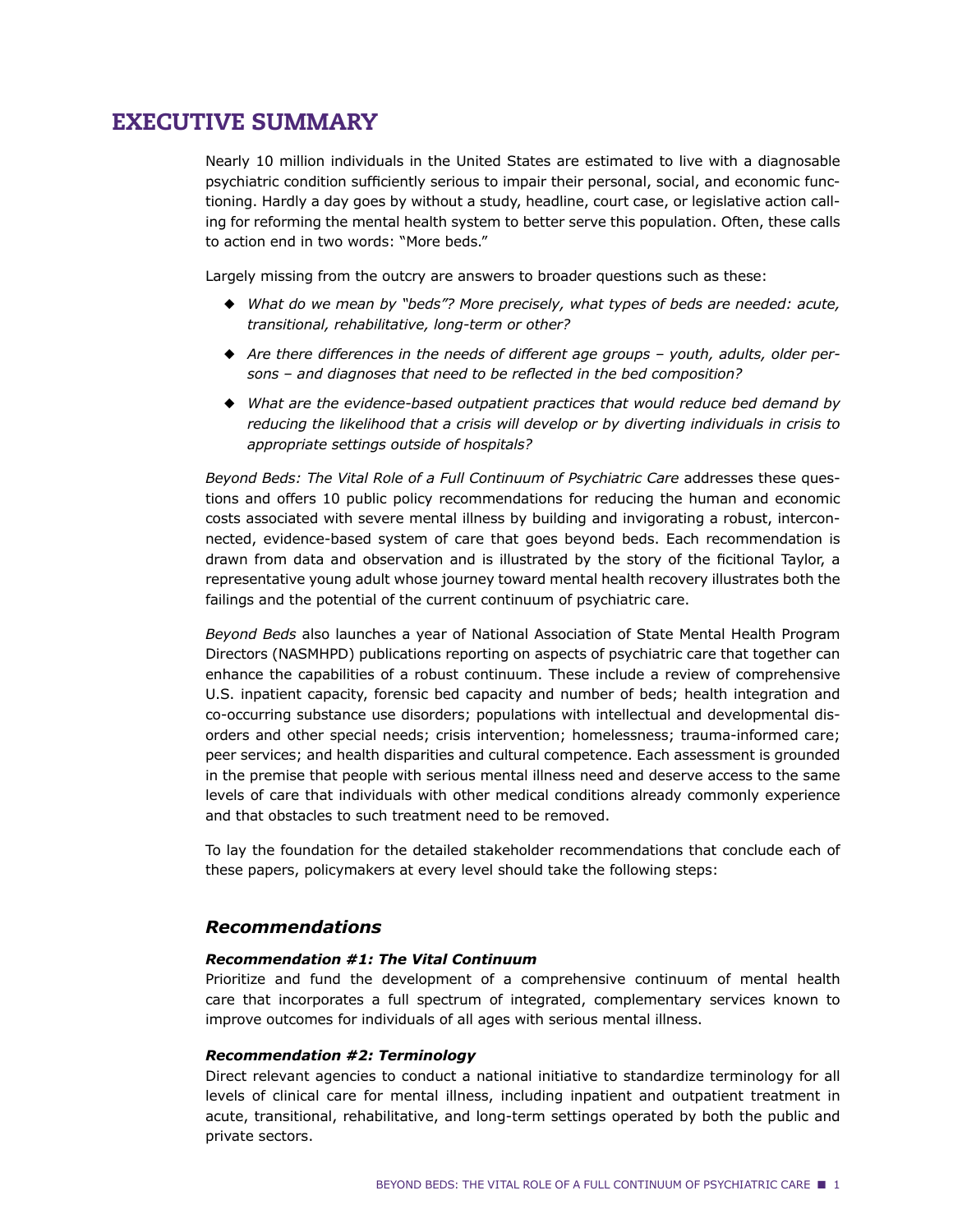# EXECUTIVE SUMMARY

Nearly 10 million individuals in the United States are estimated to live with a diagnosable psychiatric condition sufficiently serious to impair their personal, social, and economic functioning. Hardly a day goes by without a study, headline, court case, or legislative action calling for reforming the mental health system to better serve this population. Often, these calls to action end in two words: "More beds."

Largely missing from the outcry are answers to broader questions such as these:

- *What do we mean by "beds"? More precisely, what types of beds are needed: acute, transitional, rehabilitative, long-term or other?*
- *Are there differences in the needs of different age groups – youth, adults, older persons – and diagnoses that need to be reflected in the bed composition?*
- *What are the evidence-based outpatient practices that would reduce bed demand by reducing the likelihood that a crisis will develop or by diverting individuals in crisis to appropriate settings outside of hospitals?*

*Beyond Beds: The Vital Role of a Full Continuum of Psychiatric Care* addresses these questions and offers 10 public policy recommendations for reducing the human and economic costs associated with severe mental illness by building and invigorating a robust, interconnected, evidence-based system of care that goes beyond beds. Each recommendation is drawn from data and observation and is illustrated by the story of the ficitional Taylor, a representative young adult whose journey toward mental health recovery illustrates both the failings and the potential of the current continuum of psychiatric care.

*Beyond Beds* also launches a year of National Association of State Mental Health Program Directors (NASMHPD) publications reporting on aspects of psychiatric care that together can enhance the capabilities of a robust continuum. These include a review of comprehensive U.S. inpatient capacity, forensic bed capacity and number of beds; health integration and co-occurring substance use disorders; populations with intellectual and developmental disorders and other special needs; crisis intervention; homelessness; trauma-informed care; peer services; and health disparities and cultural competence. Each assessment is grounded in the premise that people with serious mental illness need and deserve access to the same levels of care that individuals with other medical conditions already commonly experience and that obstacles to such treatment need to be removed.

To lay the foundation for the detailed stakeholder recommendations that conclude each of these papers, policymakers at every level should take the following steps:

## *Recommendations*

#### ***Recommendation #1: The Vital Continuum***

Prioritize and fund the development of a comprehensive continuum of mental health care that incorporates a full spectrum of integrated, complementary services known to improve outcomes for individuals of all ages with serious mental illness.

#### ***Recommendation #2: Terminology***

Direct relevant agencies to conduct a national initiative to standardize terminology for all levels of clinical care for mental illness, including inpatient and outpatient treatment in acute, transitional, rehabilitative, and long-term settings operated by both the public and private sectors.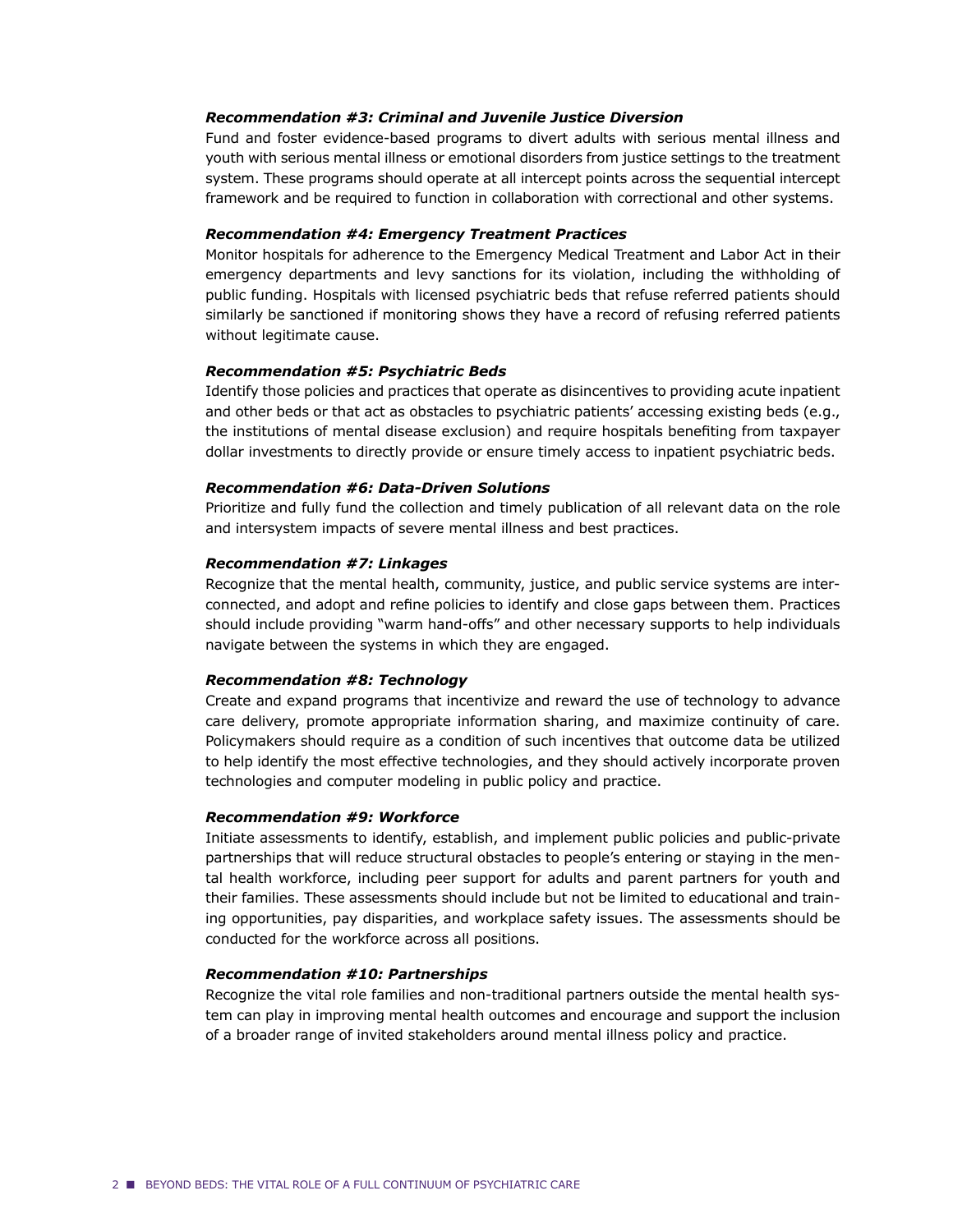***Recommendation #3: Criminal and Juvenile Justice Diversion***

Fund and foster evidence-based programs to divert adults with serious mental illness and youth with serious mental illness or emotional disorders from justice settings to the treatment system. These programs should operate at all intercept points across the sequential intercept framework and be required to function in collaboration with correctional and other systems.

***Recommendation #4: Emergency Treatment Practices***

Monitor hospitals for adherence to the Emergency Medical Treatment and Labor Act in their emergency departments and levy sanctions for its violation, including the withholding of public funding. Hospitals with licensed psychiatric beds that refuse referred patients should similarly be sanctioned if monitoring shows they have a record of refusing referred patients without legitimate cause.

***Recommendation #5: Psychiatric Beds***

Identify those policies and practices that operate as disincentives to providing acute inpatient and other beds or that act as obstacles to psychiatric patients' accessing existing beds (e.g., the institutions of mental disease exclusion) and require hospitals benefiting from taxpayer dollar investments to directly provide or ensure timely access to inpatient psychiatric beds.

***Recommendation #6: Data-Driven Solutions***

Prioritize and fully fund the collection and timely publication of all relevant data on the role and intersystem impacts of severe mental illness and best practices.

***Recommendation #7: Linkages***

Recognize that the mental health, community, justice, and public service systems are interconnected, and adopt and refine policies to identify and close gaps between them. Practices should include providing "warm hand-offs" and other necessary supports to help individuals navigate between the systems in which they are engaged.

***Recommendation #8: Technology***

Create and expand programs that incentivize and reward the use of technology to advance care delivery, promote appropriate information sharing, and maximize continuity of care. Policymakers should require as a condition of such incentives that outcome data be utilized to help identify the most effective technologies, and they should actively incorporate proven technologies and computer modeling in public policy and practice.

***Recommendation #9: Workforce***

Initiate assessments to identify, establish, and implement public policies and public-private partnerships that will reduce structural obstacles to people's entering or staying in the mental health workforce, including peer support for adults and parent partners for youth and their families. These assessments should include but not be limited to educational and training opportunities, pay disparities, and workplace safety issues. The assessments should be conducted for the workforce across all positions.

***Recommendation #10: Partnerships***

Recognize the vital role families and non-traditional partners outside the mental health system can play in improving mental health outcomes and encourage and support the inclusion of a broader range of invited stakeholders around mental illness policy and practice.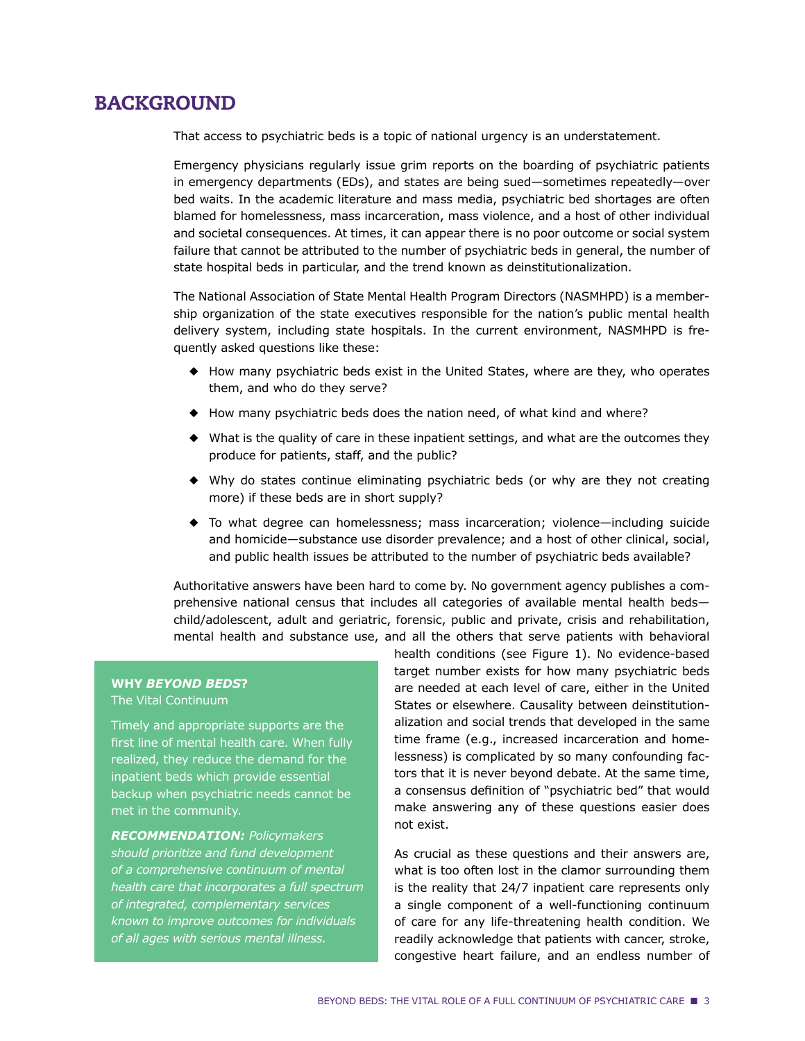# BACKGROUND

That access to psychiatric beds is a topic of national urgency is an understatement.

Emergency physicians regularly issue grim reports on the boarding of psychiatric patients in emergency departments (EDs), and states are being sued—sometimes repeatedly—over bed waits. In the academic literature and mass media, psychiatric bed shortages are often blamed for homelessness, mass incarceration, mass violence, and a host of other individual and societal consequences. At times, it can appear there is no poor outcome or social system failure that cannot be attributed to the number of psychiatric beds in general, the number of state hospital beds in particular, and the trend known as deinstitutionalization.

The National Association of State Mental Health Program Directors (NASMHPD) is a membership organization of the state executives responsible for the nation's public mental health delivery system, including state hospitals. In the current environment, NASMHPD is frequently asked questions like these:

- How many psychiatric beds exist in the United States, where are they, who operates them, and who do they serve?
- How many psychiatric beds does the nation need, of what kind and where?
- What is the quality of care in these inpatient settings, and what are the outcomes they produce for patients, staff, and the public?
- Why do states continue eliminating psychiatric beds (or why are they not creating more) if these beds are in short supply?
- To what degree can homelessness; mass incarceration; violence—including suicide and homicide—substance use disorder prevalence; and a host of other clinical, social, and public health issues be attributed to the number of psychiatric beds available?

Authoritative answers have been hard to come by. No government agency publishes a comprehensive national census that includes all categories of available mental health beds—child/adolescent, adult and geriatric, forensic, public and private, crisis and rehabilitation, mental health and substance use, and all the others that serve patients with behavioral health conditions (see Figure 1). No evidence-based target number exists for how many psychiatric beds are needed at each level of care, either in the United States or elsewhere. Causality between deinstitutionalization and social trends that developed in the same time frame (e.g., increased incarceration and homelessness) is complicated by so many confounding factors that it is never beyond debate. At the same time, a consensus definition of "psychiatric bed" that would make answering any of these questions easier does not exist.

As crucial as these questions and their answers are, what is too often lost in the clamor surrounding them is the reality that 24/7 inpatient care represents only a single component of a well-functioning continuum of care for any life-threatening health condition. We readily acknowledge that patients with cancer, stroke, congestive heart failure, and an endless number of

> **WHY *BEYOND BEDS*?**
> The Vital Continuum
>
> Timely and appropriate supports are the first line of mental health care. When fully realized, they reduce the demand for the inpatient beds which provide essential backup when psychiatric needs cannot be met in the community.
>
> ***RECOMMENDATION:*** *Policymakers should prioritize and fund development of a comprehensive continuum of mental health care that incorporates a full spectrum of integrated, complementary services known to improve outcomes for individuals of all ages with serious mental illness.*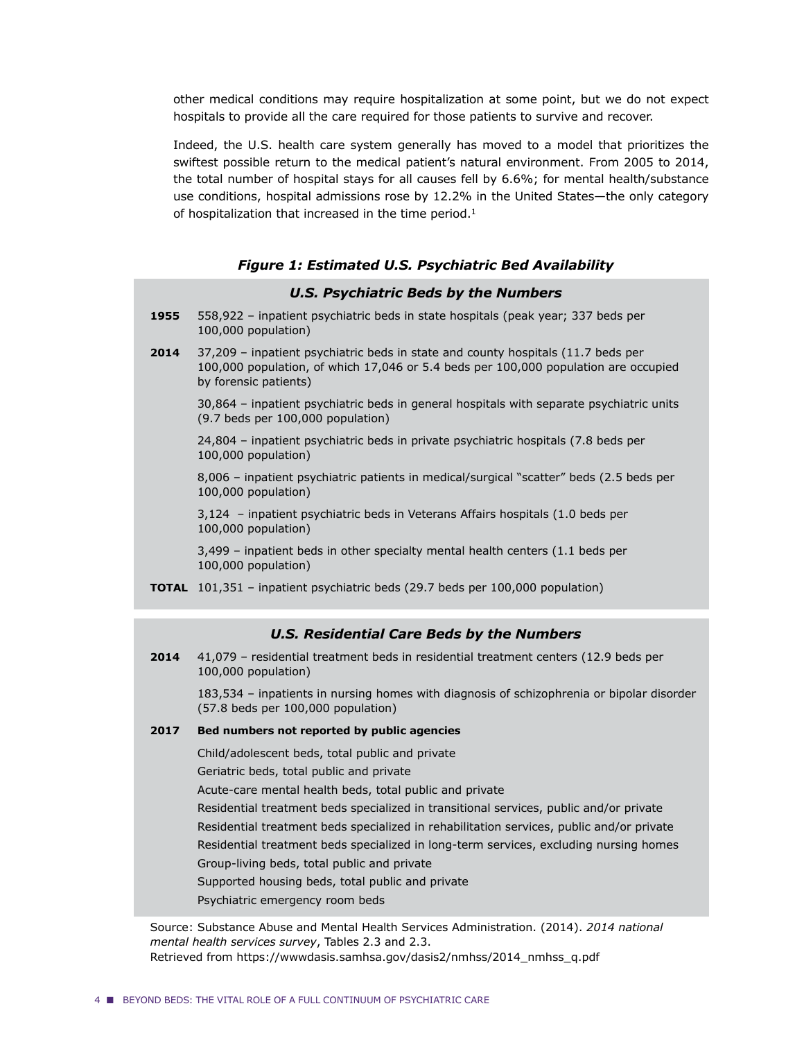other medical conditions may require hospitalization at some point, but we do not expect hospitals to provide all the care required for those patients to survive and recover.

Indeed, the U.S. health care system generally has moved to a model that prioritizes the swiftest possible return to the medical patient's natural environment. From 2005 to 2014, the total number of hospital stays for all causes fell by 6.6%; for mental health/substance use conditions, hospital admissions rose by 12.2% in the United States—the only category of hospitalization that increased in the time period.[1]

***Figure 1: Estimated U.S. Psychiatric Bed Availability***

***U.S. Psychiatric Beds by the Numbers***

**1955** 558,922 – inpatient psychiatric beds in state hospitals (peak year; 337 beds per 100,000 population)

**2014** 37,209 – inpatient psychiatric beds in state and county hospitals (11.7 beds per 100,000 population, of which 17,046 or 5.4 beds per 100,000 population are occupied by forensic patients)

30,864 – inpatient psychiatric beds in general hospitals with separate psychiatric units (9.7 beds per 100,000 population)

24,804 – inpatient psychiatric beds in private psychiatric hospitals (7.8 beds per 100,000 population)

8,006 – inpatient psychiatric patients in medical/surgical "scatter" beds (2.5 beds per 100,000 population)

3,124 – inpatient psychiatric beds in Veterans Affairs hospitals (1.0 beds per 100,000 population)

3,499 – inpatient beds in other specialty mental health centers (1.1 beds per 100,000 population)

**TOTAL** 101,351 – inpatient psychiatric beds (29.7 beds per 100,000 population)

***U.S. Residential Care Beds by the Numbers***

**2014** 41,079 – residential treatment beds in residential treatment centers (12.9 beds per 100,000 population)

183,534 – inpatients in nursing homes with diagnosis of schizophrenia or bipolar disorder (57.8 beds per 100,000 population)

**2017 Bed numbers not reported by public agencies**

Child/adolescent beds, total public and private

Geriatric beds, total public and private

Acute-care mental health beds, total public and private

Residential treatment beds specialized in transitional services, public and/or private

Residential treatment beds specialized in rehabilitation services, public and/or private

Residential treatment beds specialized in long-term services, excluding nursing homes

Group-living beds, total public and private

Supported housing beds, total public and private

Psychiatric emergency room beds

Source: Substance Abuse and Mental Health Services Administration. (2014). *2014 national mental health services survey*, Tables 2.3 and 2.3.
Retrieved from https://wwwdasis.samhsa.gov/dasis2/nmhss/2014_nmhss_q.pdf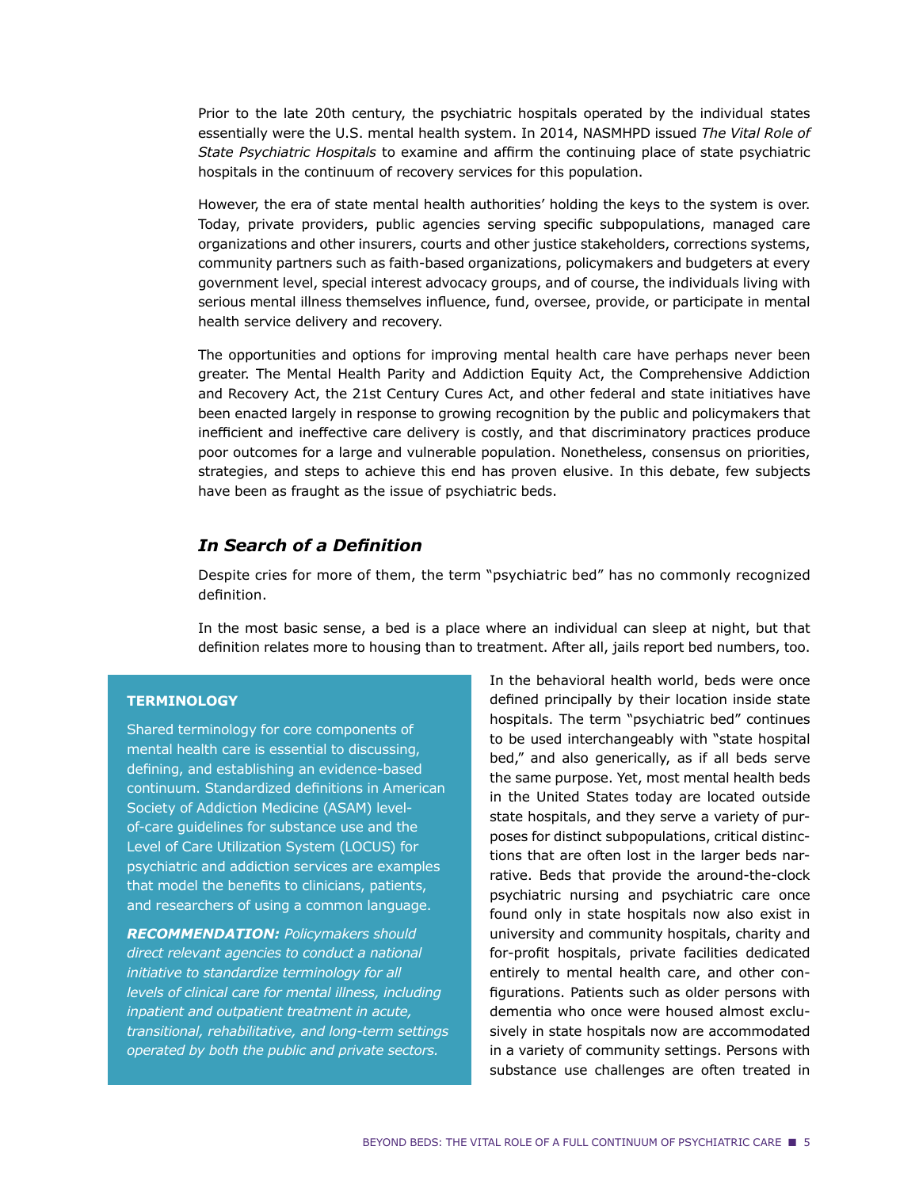Prior to the late 20th century, the psychiatric hospitals operated by the individual states essentially were the U.S. mental health system. In 2014, NASMHPD issued *The Vital Role of State Psychiatric Hospitals* to examine and affirm the continuing place of state psychiatric hospitals in the continuum of recovery services for this population.

However, the era of state mental health authorities' holding the keys to the system is over. Today, private providers, public agencies serving specific subpopulations, managed care organizations and other insurers, courts and other justice stakeholders, corrections systems, community partners such as faith-based organizations, policymakers and budgeters at every government level, special interest advocacy groups, and of course, the individuals living with serious mental illness themselves influence, fund, oversee, provide, or participate in mental health service delivery and recovery.

The opportunities and options for improving mental health care have perhaps never been greater. The Mental Health Parity and Addiction Equity Act, the Comprehensive Addiction and Recovery Act, the 21st Century Cures Act, and other federal and state initiatives have been enacted largely in response to growing recognition by the public and policymakers that inefficient and ineffective care delivery is costly, and that discriminatory practices produce poor outcomes for a large and vulnerable population. Nonetheless, consensus on priorities, strategies, and steps to achieve this end has proven elusive. In this debate, few subjects have been as fraught as the issue of psychiatric beds.

## *In Search of a Definition*

Despite cries for more of them, the term "psychiatric bed" has no commonly recognized definition.

In the most basic sense, a bed is a place where an individual can sleep at night, but that definition relates more to housing than to treatment. After all, jails report bed numbers, too.

In the behavioral health world, beds were once defined principally by their location inside state hospitals. The term "psychiatric bed" continues to be used interchangeably with "state hospital bed," and also generically, as if all beds serve the same purpose. Yet, most mental health beds in the United States today are located outside state hospitals, and they serve a variety of purposes for distinct subpopulations, critical distinctions that are often lost in the larger beds narrative. Beds that provide the around-the-clock psychiatric nursing and psychiatric care once found only in state hospitals now also exist in university and community hospitals, charity and for-profit hospitals, private facilities dedicated entirely to mental health care, and other configurations. Patients such as older persons with dementia who once were housed almost exclusively in state hospitals now are accommodated in a variety of community settings. Persons with substance use challenges are often treated in

**TERMINOLOGY**

Shared terminology for core components of mental health care is essential to discussing, defining, and establishing an evidence-based continuum. Standardized definitions in American Society of Addiction Medicine (ASAM) level-of-care guidelines for substance use and the Level of Care Utilization System (LOCUS) for psychiatric and addiction services are examples that model the benefits to clinicians, patients, and researchers of using a common language.

***RECOMMENDATION:*** *Policymakers should direct relevant agencies to conduct a national initiative to standardize terminology for all levels of clinical care for mental illness, including inpatient and outpatient treatment in acute, transitional, rehabilitative, and long-term settings operated by both the public and private sectors.*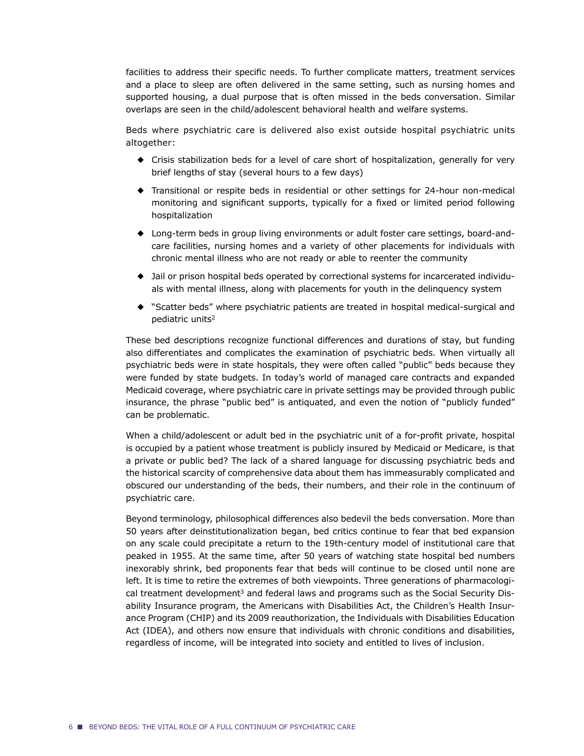facilities to address their specific needs. To further complicate matters, treatment services and a place to sleep are often delivered in the same setting, such as nursing homes and supported housing, a dual purpose that is often missed in the beds conversation. Similar overlaps are seen in the child/adolescent behavioral health and welfare systems.

Beds where psychiatric care is delivered also exist outside hospital psychiatric units altogether:

- Crisis stabilization beds for a level of care short of hospitalization, generally for very brief lengths of stay (several hours to a few days)
- Transitional or respite beds in residential or other settings for 24-hour non-medical monitoring and significant supports, typically for a fixed or limited period following hospitalization
- Long-term beds in group living environments or adult foster care settings, board-and-care facilities, nursing homes and a variety of other placements for individuals with chronic mental illness who are not ready or able to reenter the community
- Jail or prison hospital beds operated by correctional systems for incarcerated individuals with mental illness, along with placements for youth in the delinquency system
- "Scatter beds" where psychiatric patients are treated in hospital medical-surgical and pediatric units[2]

These bed descriptions recognize functional differences and durations of stay, but funding also differentiates and complicates the examination of psychiatric beds. When virtually all psychiatric beds were in state hospitals, they were often called "public" beds because they were funded by state budgets. In today's world of managed care contracts and expanded Medicaid coverage, where psychiatric care in private settings may be provided through public insurance, the phrase "public bed" is antiquated, and even the notion of "publicly funded" can be problematic.

When a child/adolescent or adult bed in the psychiatric unit of a for-profit private, hospital is occupied by a patient whose treatment is publicly insured by Medicaid or Medicare, is that a private or public bed? The lack of a shared language for discussing psychiatric beds and the historical scarcity of comprehensive data about them has immeasurably complicated and obscured our understanding of the beds, their numbers, and their role in the continuum of psychiatric care.

Beyond terminology, philosophical differences also bedevil the beds conversation. More than 50 years after deinstitutionalization began, bed critics continue to fear that bed expansion on any scale could precipitate a return to the 19th-century model of institutional care that peaked in 1955. At the same time, after 50 years of watching state hospital bed numbers inexorably shrink, bed proponents fear that beds will continue to be closed until none are left. It is time to retire the extremes of both viewpoints. Three generations of pharmacological treatment development[3] and federal laws and programs such as the Social Security Disability Insurance program, the Americans with Disabilities Act, the Children's Health Insurance Program (CHIP) and its 2009 reauthorization, the Individuals with Disabilities Education Act (IDEA), and others now ensure that individuals with chronic conditions and disabilities, regardless of income, will be integrated into society and entitled to lives of inclusion.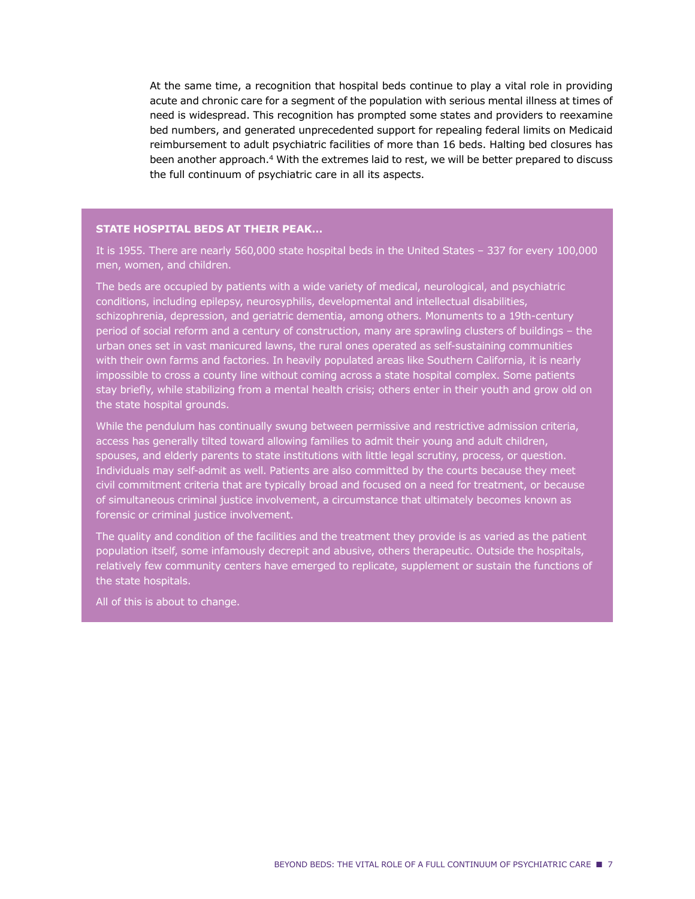At the same time, a recognition that hospital beds continue to play a vital role in providing acute and chronic care for a segment of the population with serious mental illness at times of need is widespread. This recognition has prompted some states and providers to reexamine bed numbers, and generated unprecedented support for repealing federal limits on Medicaid reimbursement to adult psychiatric facilities of more than 16 beds. Halting bed closures has been another approach.[4] With the extremes laid to rest, we will be better prepared to discuss the full continuum of psychiatric care in all its aspects.

### STATE HOSPITAL BEDS AT THEIR PEAK…

It is 1955. There are nearly 560,000 state hospital beds in the United States – 337 for every 100,000 men, women, and children.

The beds are occupied by patients with a wide variety of medical, neurological, and psychiatric conditions, including epilepsy, neurosyphilis, developmental and intellectual disabilities, schizophrenia, depression, and geriatric dementia, among others. Monuments to a 19th-century period of social reform and a century of construction, many are sprawling clusters of buildings – the urban ones set in vast manicured lawns, the rural ones operated as self-sustaining communities with their own farms and factories. In heavily populated areas like Southern California, it is nearly impossible to cross a county line without coming across a state hospital complex. Some patients stay briefly, while stabilizing from a mental health crisis; others enter in their youth and grow old on the state hospital grounds.

While the pendulum has continually swung between permissive and restrictive admission criteria, access has generally tilted toward allowing families to admit their young and adult children, spouses, and elderly parents to state institutions with little legal scrutiny, process, or question. Individuals may self-admit as well. Patients are also committed by the courts because they meet civil commitment criteria that are typically broad and focused on a need for treatment, or because of simultaneous criminal justice involvement, a circumstance that ultimately becomes known as forensic or criminal justice involvement.

The quality and condition of the facilities and the treatment they provide is as varied as the patient population itself, some infamously decrepit and abusive, others therapeutic. Outside the hospitals, relatively few community centers have emerged to replicate, supplement or sustain the functions of the state hospitals.

All of this is about to change.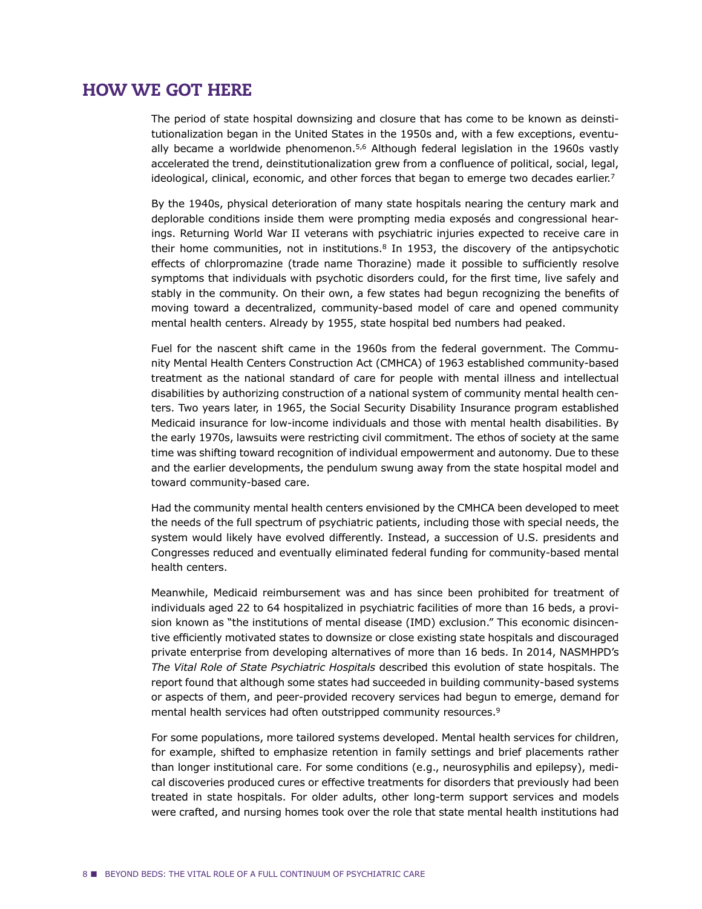## HOW WE GOT HERE

The period of state hospital downsizing and closure that has come to be known as deinstitutionalization began in the United States in the 1950s and, with a few exceptions, eventually became a worldwide phenomenon.[5,6] Although federal legislation in the 1960s vastly accelerated the trend, deinstitutionalization grew from a confluence of political, social, legal, ideological, clinical, economic, and other forces that began to emerge two decades earlier.[7]

By the 1940s, physical deterioration of many state hospitals nearing the century mark and deplorable conditions inside them were prompting media exposés and congressional hearings. Returning World War II veterans with psychiatric injuries expected to receive care in their home communities, not in institutions.[8] In 1953, the discovery of the antipsychotic effects of chlorpromazine (trade name Thorazine) made it possible to sufficiently resolve symptoms that individuals with psychotic disorders could, for the first time, live safely and stably in the community. On their own, a few states had begun recognizing the benefits of moving toward a decentralized, community-based model of care and opened community mental health centers. Already by 1955, state hospital bed numbers had peaked.

Fuel for the nascent shift came in the 1960s from the federal government. The Community Mental Health Centers Construction Act (CMHCA) of 1963 established community-based treatment as the national standard of care for people with mental illness and intellectual disabilities by authorizing construction of a national system of community mental health centers. Two years later, in 1965, the Social Security Disability Insurance program established Medicaid insurance for low-income individuals and those with mental health disabilities. By the early 1970s, lawsuits were restricting civil commitment. The ethos of society at the same time was shifting toward recognition of individual empowerment and autonomy. Due to these and the earlier developments, the pendulum swung away from the state hospital model and toward community-based care.

Had the community mental health centers envisioned by the CMHCA been developed to meet the needs of the full spectrum of psychiatric patients, including those with special needs, the system would likely have evolved differently. Instead, a succession of U.S. presidents and Congresses reduced and eventually eliminated federal funding for community-based mental health centers.

Meanwhile, Medicaid reimbursement was and has since been prohibited for treatment of individuals aged 22 to 64 hospitalized in psychiatric facilities of more than 16 beds, a provision known as "the institutions of mental disease (IMD) exclusion." This economic disincentive efficiently motivated states to downsize or close existing state hospitals and discouraged private enterprise from developing alternatives of more than 16 beds. In 2014, NASMHPD's *The Vital Role of State Psychiatric Hospitals* described this evolution of state hospitals. The report found that although some states had succeeded in building community-based systems or aspects of them, and peer-provided recovery services had begun to emerge, demand for mental health services had often outstripped community resources.[9]

For some populations, more tailored systems developed. Mental health services for children, for example, shifted to emphasize retention in family settings and brief placements rather than longer institutional care. For some conditions (e.g., neurosyphilis and epilepsy), medical discoveries produced cures or effective treatments for disorders that previously had been treated in state hospitals. For older adults, other long-term support services and models were crafted, and nursing homes took over the role that state mental health institutions had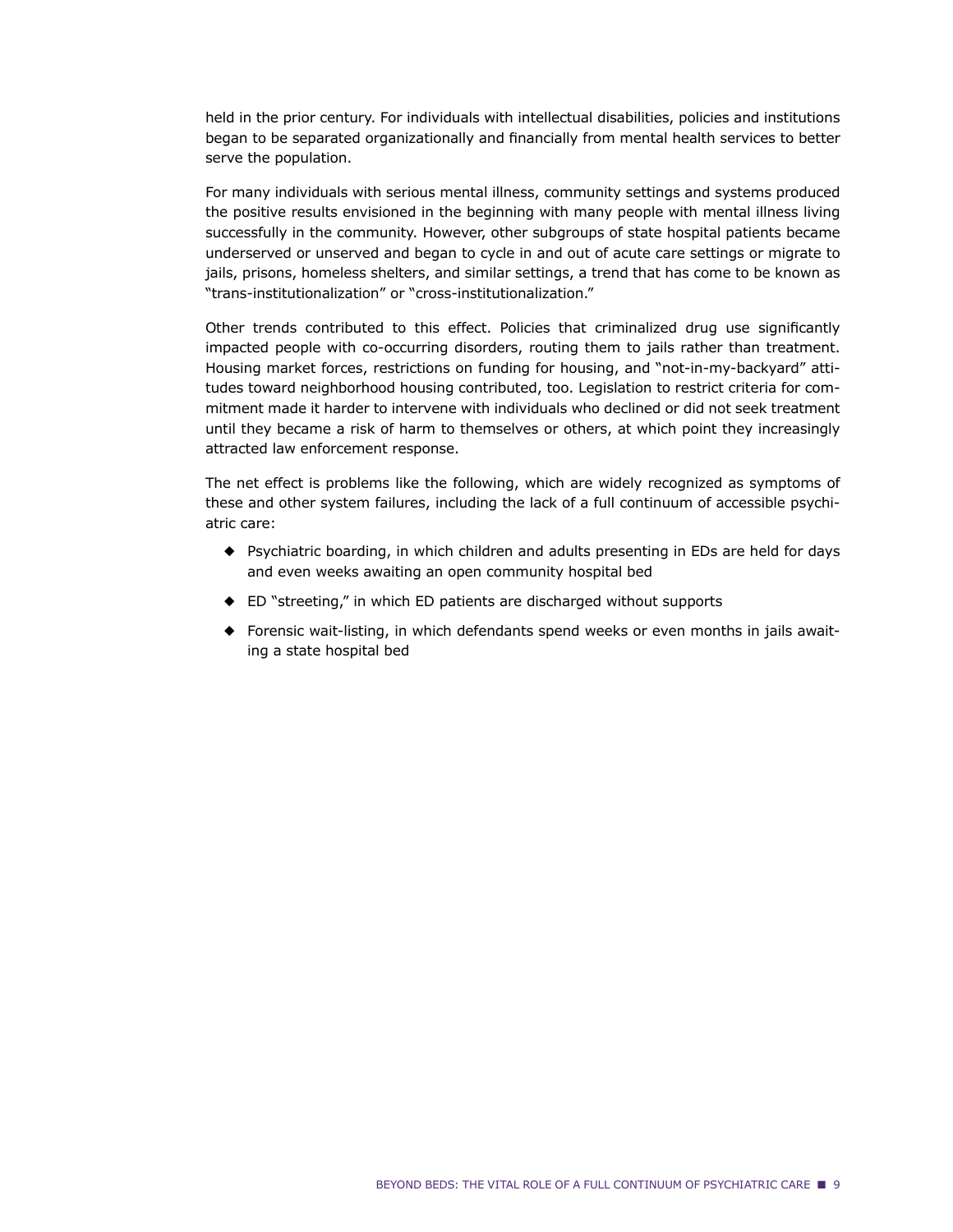held in the prior century. For individuals with intellectual disabilities, policies and institutions began to be separated organizationally and financially from mental health services to better serve the population.

For many individuals with serious mental illness, community settings and systems produced the positive results envisioned in the beginning with many people with mental illness living successfully in the community. However, other subgroups of state hospital patients became underserved or unserved and began to cycle in and out of acute care settings or migrate to jails, prisons, homeless shelters, and similar settings, a trend that has come to be known as "trans-institutionalization" or "cross-institutionalization."

Other trends contributed to this effect. Policies that criminalized drug use significantly impacted people with co-occurring disorders, routing them to jails rather than treatment. Housing market forces, restrictions on funding for housing, and "not-in-my-backyard" attitudes toward neighborhood housing contributed, too. Legislation to restrict criteria for commitment made it harder to intervene with individuals who declined or did not seek treatment until they became a risk of harm to themselves or others, at which point they increasingly attracted law enforcement response.

The net effect is problems like the following, which are widely recognized as symptoms of these and other system failures, including the lack of a full continuum of accessible psychiatric care:

- Psychiatric boarding, in which children and adults presenting in EDs are held for days and even weeks awaiting an open community hospital bed
- ED "streeting," in which ED patients are discharged without supports
- Forensic wait-listing, in which defendants spend weeks or even months in jails awaiting a state hospital bed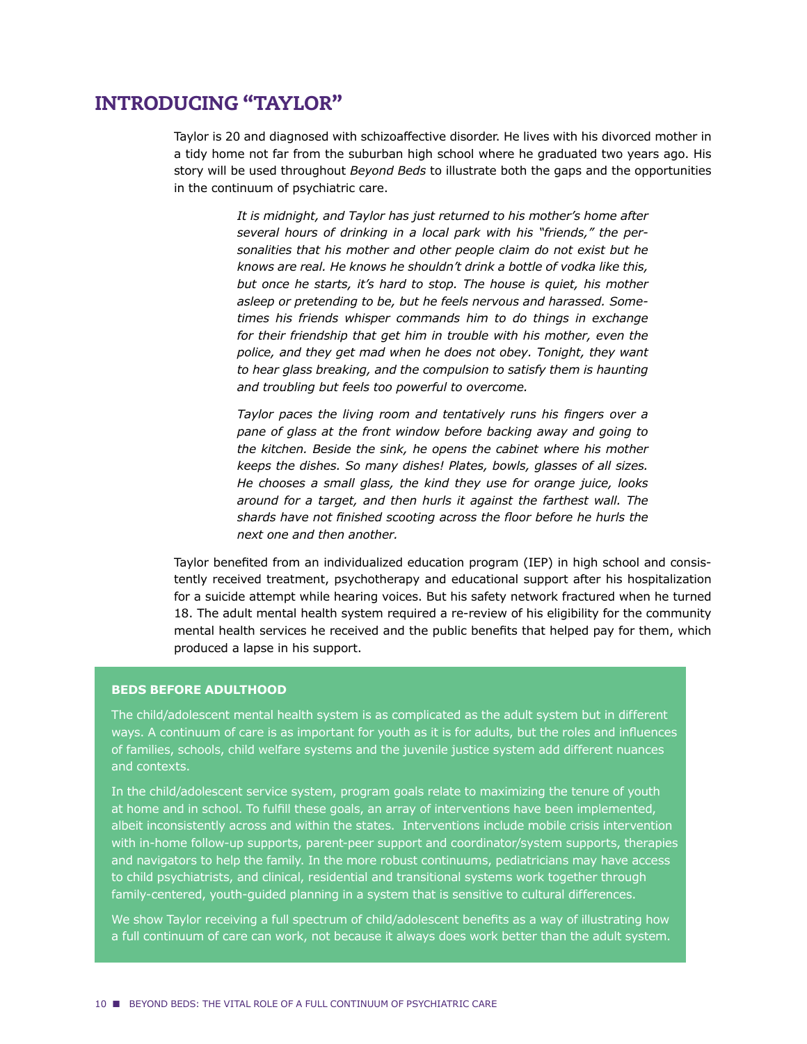## INTRODUCING "TAYLOR"

Taylor is 20 and diagnosed with schizoaffective disorder. He lives with his divorced mother in a tidy home not far from the suburban high school where he graduated two years ago. His story will be used throughout *Beyond Beds* to illustrate both the gaps and the opportunities in the continuum of psychiatric care.

> *It is midnight, and Taylor has just returned to his mother's home after several hours of drinking in a local park with his "friends," the personalities that his mother and other people claim do not exist but he knows are real. He knows he shouldn't drink a bottle of vodka like this, but once he starts, it's hard to stop. The house is quiet, his mother asleep or pretending to be, but he feels nervous and harassed. Sometimes his friends whisper commands him to do things in exchange for their friendship that get him in trouble with his mother, even the police, and they get mad when he does not obey. Tonight, they want to hear glass breaking, and the compulsion to satisfy them is haunting and troubling but feels too powerful to overcome.*
>
> *Taylor paces the living room and tentatively runs his fingers over a pane of glass at the front window before backing away and going to the kitchen. Beside the sink, he opens the cabinet where his mother keeps the dishes. So many dishes! Plates, bowls, glasses of all sizes. He chooses a small glass, the kind they use for orange juice, looks around for a target, and then hurls it against the farthest wall. The shards have not finished scooting across the floor before he hurls the next one and then another.*

Taylor benefited from an individualized education program (IEP) in high school and consistently received treatment, psychotherapy and educational support after his hospitalization for a suicide attempt while hearing voices. But his safety network fractured when he turned 18. The adult mental health system required a re-review of his eligibility for the community mental health services he received and the public benefits that helped pay for them, which produced a lapse in his support.

**BEDS BEFORE ADULTHOOD**

The child/adolescent mental health system is as complicated as the adult system but in different ways. A continuum of care is as important for youth as it is for adults, but the roles and influences of families, schools, child welfare systems and the juvenile justice system add different nuances and contexts.

In the child/adolescent service system, program goals relate to maximizing the tenure of youth at home and in school. To fulfill these goals, an array of interventions have been implemented, albeit inconsistently across and within the states. Interventions include mobile crisis intervention with in-home follow-up supports, parent-peer support and coordinator/system supports, therapies and navigators to help the family. In the more robust continuums, pediatricians may have access to child psychiatrists, and clinical, residential and transitional systems work together through family-centered, youth-guided planning in a system that is sensitive to cultural differences.

We show Taylor receiving a full spectrum of child/adolescent benefits as a way of illustrating how a full continuum of care can work, not because it always does work better than the adult system.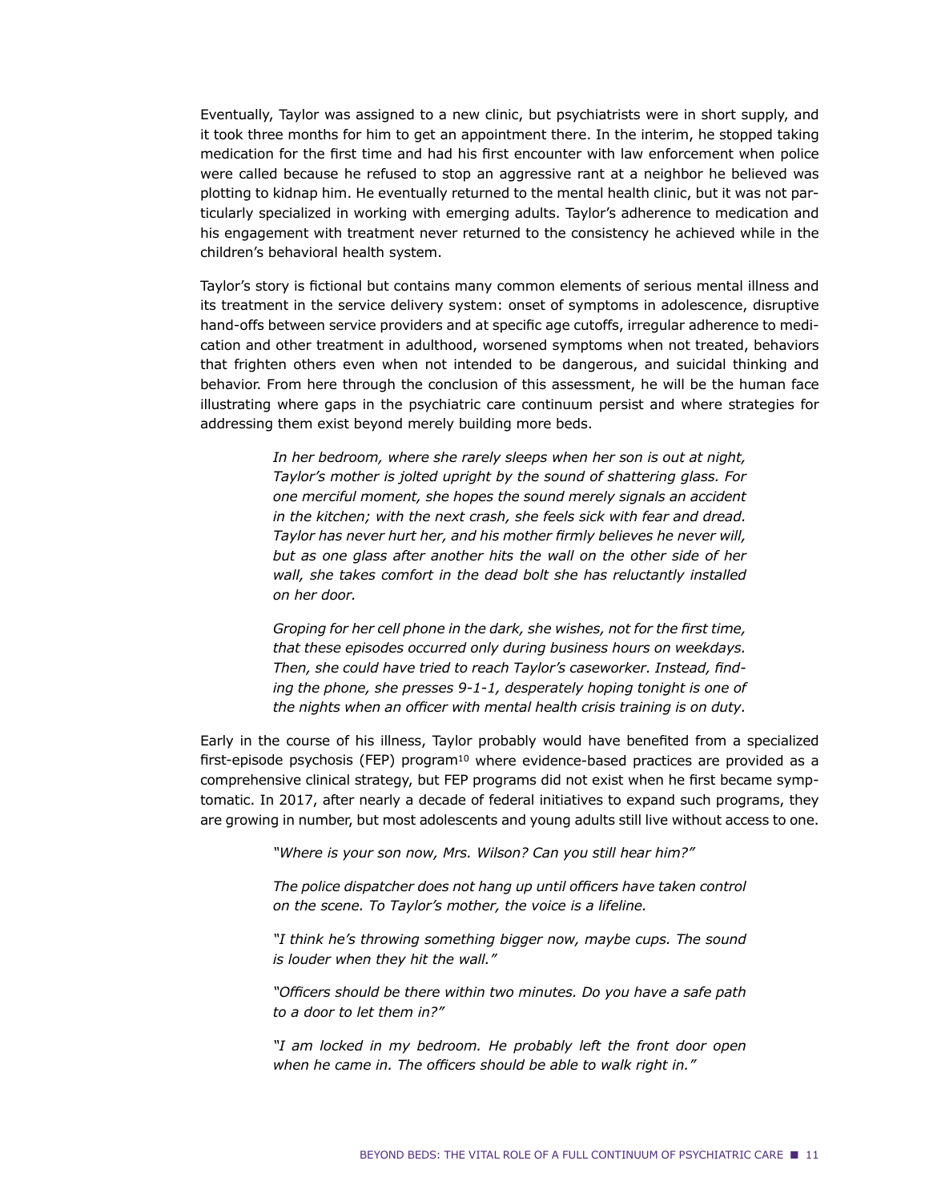Eventually, Taylor was assigned to a new clinic, but psychiatrists were in short supply, and it took three months for him to get an appointment there. In the interim, he stopped taking medication for the first time and had his first encounter with law enforcement when police were called because he refused to stop an aggressive rant at a neighbor he believed was plotting to kidnap him. He eventually returned to the mental health clinic, but it was not particularly specialized in working with emerging adults. Taylor's adherence to medication and his engagement with treatment never returned to the consistency he achieved while in the children's behavioral health system.

Taylor's story is fictional but contains many common elements of serious mental illness and its treatment in the service delivery system: onset of symptoms in adolescence, disruptive hand-offs between service providers and at specific age cutoffs, irregular adherence to medication and other treatment in adulthood, worsened symptoms when not treated, behaviors that frighten others even when not intended to be dangerous, and suicidal thinking and behavior. From here through the conclusion of this assessment, he will be the human face illustrating where gaps in the psychiatric care continuum persist and where strategies for addressing them exist beyond merely building more beds.

> *In her bedroom, where she rarely sleeps when her son is out at night, Taylor's mother is jolted upright by the sound of shattering glass. For one merciful moment, she hopes the sound merely signals an accident in the kitchen; with the next crash, she feels sick with fear and dread. Taylor has never hurt her, and his mother firmly believes he never will, but as one glass after another hits the wall on the other side of her wall, she takes comfort in the dead bolt she has reluctantly installed on her door.*
>
> *Groping for her cell phone in the dark, she wishes, not for the first time, that these episodes occurred only during business hours on weekdays. Then, she could have tried to reach Taylor's caseworker. Instead, finding the phone, she presses 9-1-1, desperately hoping tonight is one of the nights when an officer with mental health crisis training is on duty.*

Early in the course of his illness, Taylor probably would have benefited from a specialized first-episode psychosis (FEP) program[10] where evidence-based practices are provided as a comprehensive clinical strategy, but FEP programs did not exist when he first became symptomatic. In 2017, after nearly a decade of federal initiatives to expand such programs, they are growing in number, but most adolescents and young adults still live without access to one.

> *"Where is your son now, Mrs. Wilson? Can you still hear him?"*
>
> *The police dispatcher does not hang up until officers have taken control on the scene. To Taylor's mother, the voice is a lifeline.*
>
> *"I think he's throwing something bigger now, maybe cups. The sound is louder when they hit the wall."*
>
> *"Officers should be there within two minutes. Do you have a safe path to a door to let them in?"*
>
> *"I am locked in my bedroom. He probably left the front door open when he came in. The officers should be able to walk right in."*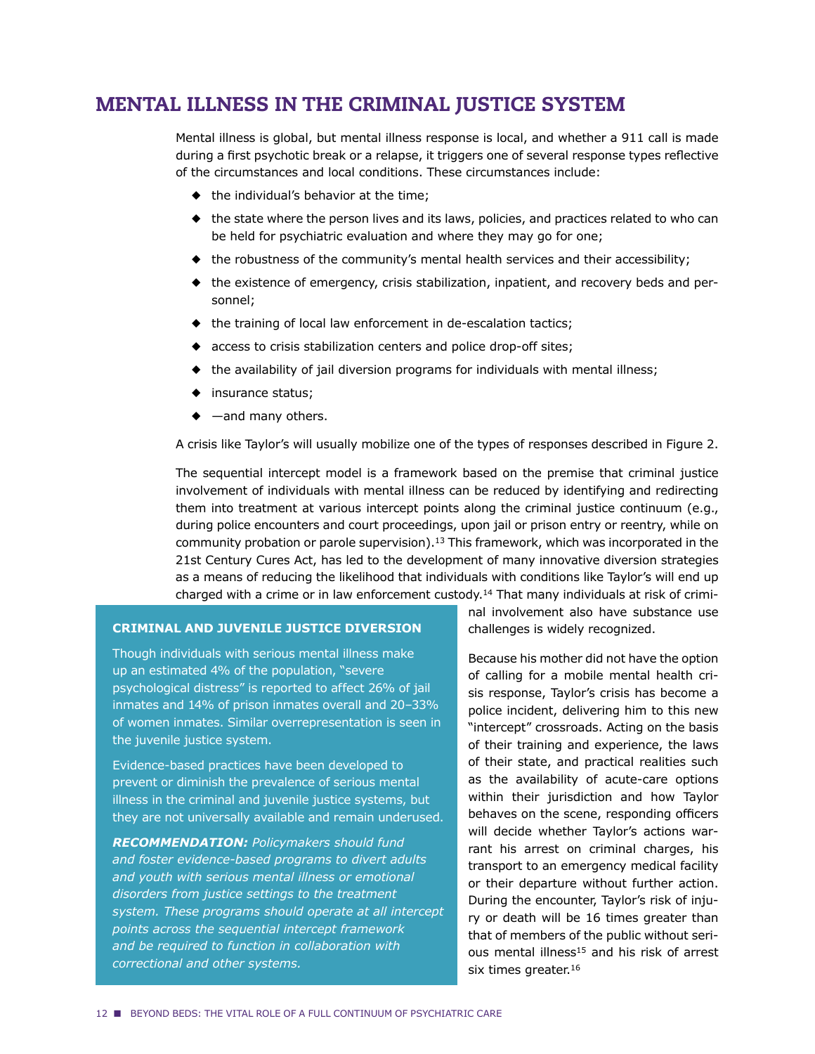# MENTAL ILLNESS IN THE CRIMINAL JUSTICE SYSTEM

Mental illness is global, but mental illness response is local, and whether a 911 call is made during a first psychotic break or a relapse, it triggers one of several response types reflective of the circumstances and local conditions. These circumstances include:

- the individual's behavior at the time;
- the state where the person lives and its laws, policies, and practices related to who can be held for psychiatric evaluation and where they may go for one;
- the robustness of the community's mental health services and their accessibility;
- the existence of emergency, crisis stabilization, inpatient, and recovery beds and personnel;
- the training of local law enforcement in de-escalation tactics;
- access to crisis stabilization centers and police drop-off sites;
- the availability of jail diversion programs for individuals with mental illness;
- insurance status;
- —and many others.

A crisis like Taylor's will usually mobilize one of the types of responses described in Figure 2.

The sequential intercept model is a framework based on the premise that criminal justice involvement of individuals with mental illness can be reduced by identifying and redirecting them into treatment at various intercept points along the criminal justice continuum (e.g., during police encounters and court proceedings, upon jail or prison entry or reentry, while on community probation or parole supervision).[13] This framework, which was incorporated in the 21st Century Cures Act, has led to the development of many innovative diversion strategies as a means of reducing the likelihood that individuals with conditions like Taylor's will end up charged with a crime or in law enforcement custody.[14] That many individuals at risk of criminal involvement also have substance use challenges is widely recognized.

Because his mother did not have the option of calling for a mobile mental health crisis response, Taylor's crisis has become a police incident, delivering him to this new "intercept" crossroads. Acting on the basis of their training and experience, the laws of their state, and practical realities such as the availability of acute-care options within their jurisdiction and how Taylor behaves on the scene, responding officers will decide whether Taylor's actions warrant his arrest on criminal charges, his transport to an emergency medical facility or their departure without further action. During the encounter, Taylor's risk of injury or death will be 16 times greater than that of members of the public without serious mental illness[15] and his risk of arrest six times greater.[16]

### CRIMINAL AND JUVENILE JUSTICE DIVERSION

Though individuals with serious mental illness make up an estimated 4% of the population, "severe psychological distress" is reported to affect 26% of jail inmates and 14% of prison inmates overall and 20–33% of women inmates. Similar overrepresentation is seen in the juvenile justice system.

Evidence-based practices have been developed to prevent or diminish the prevalence of serious mental illness in the criminal and juvenile justice systems, but they are not universally available and remain underused.

***RECOMMENDATION:*** *Policymakers should fund and foster evidence-based programs to divert adults and youth with serious mental illness or emotional disorders from justice settings to the treatment system. These programs should operate at all intercept points across the sequential intercept framework and be required to function in collaboration with correctional and other systems.*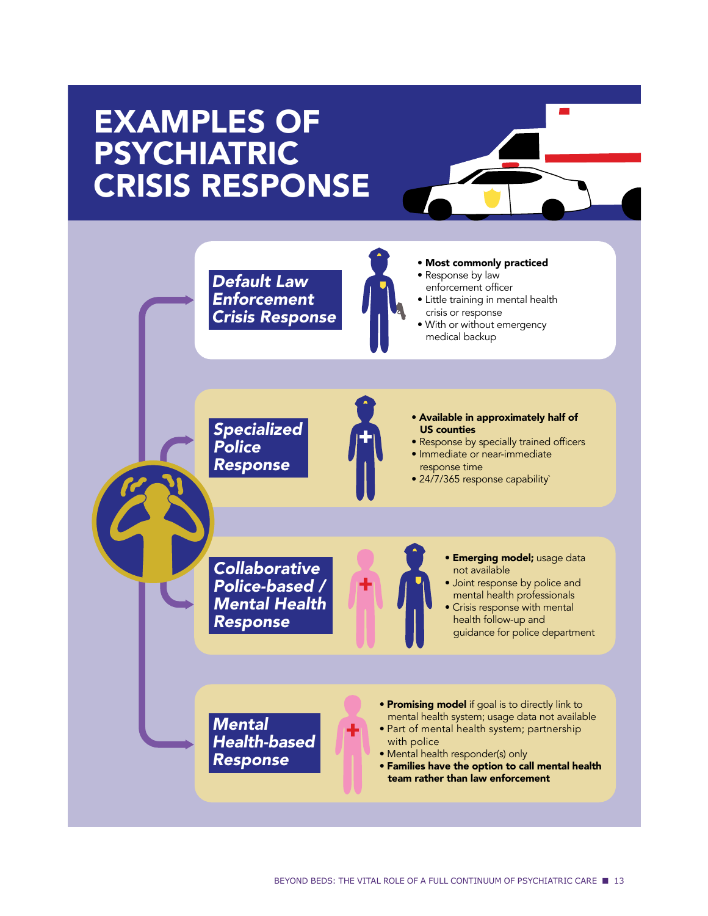# EXAMPLES OF PSYCHIATRIC CRISIS RESPONSE

### *Default Law Enforcement Crisis Response*

- **Most commonly practiced**
- Response by law enforcement officer
- Little training in mental health crisis or response
- With or without emergency medical backup

### *Specialized Police Response*

- **Available in approximately half of US counties**
- Response by specially trained officers
- Immediate or near-immediate response time
- 24/7/365 response capability`

### *Collaborative Police-based / Mental Health Response*

- **Emerging model;** usage data not available
- Joint response by police and mental health professionals
- Crisis response with mental health follow-up and guidance for police department

### *Mental Health-based Response*

- **Promising model** if goal is to directly link to mental health system; usage data not available
- Part of mental health system; partnership with police
- Mental health responder(s) only
- **Families have the option to call mental health team rather than law enforcement**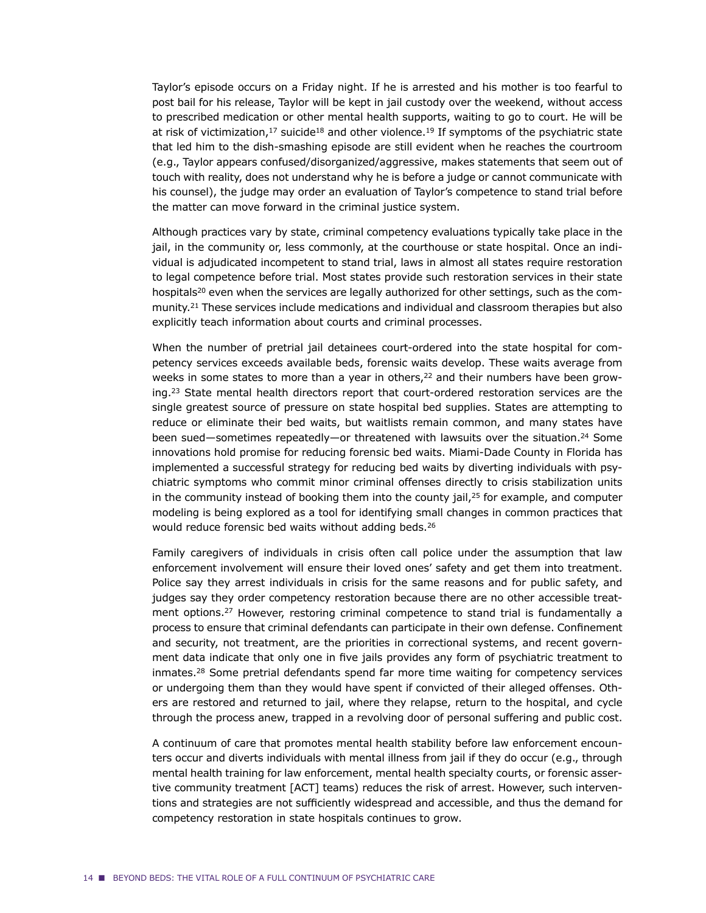Taylor's episode occurs on a Friday night. If he is arrested and his mother is too fearful to post bail for his release, Taylor will be kept in jail custody over the weekend, without access to prescribed medication or other mental health supports, waiting to go to court. He will be at risk of victimization,[17] suicide[18] and other violence.[19] If symptoms of the psychiatric state that led him to the dish-smashing episode are still evident when he reaches the courtroom (e.g., Taylor appears confused/disorganized/aggressive, makes statements that seem out of touch with reality, does not understand why he is before a judge or cannot communicate with his counsel), the judge may order an evaluation of Taylor's competence to stand trial before the matter can move forward in the criminal justice system.

Although practices vary by state, criminal competency evaluations typically take place in the jail, in the community or, less commonly, at the courthouse or state hospital. Once an individual is adjudicated incompetent to stand trial, laws in almost all states require restoration to legal competence before trial. Most states provide such restoration services in their state hospitals[20] even when the services are legally authorized for other settings, such as the community.[21] These services include medications and individual and classroom therapies but also explicitly teach information about courts and criminal processes.

When the number of pretrial jail detainees court-ordered into the state hospital for competency services exceeds available beds, forensic waits develop. These waits average from weeks in some states to more than a year in others,[22] and their numbers have been growing.[23] State mental health directors report that court-ordered restoration services are the single greatest source of pressure on state hospital bed supplies. States are attempting to reduce or eliminate their bed waits, but waitlists remain common, and many states have been sued—sometimes repeatedly—or threatened with lawsuits over the situation.[24] Some innovations hold promise for reducing forensic bed waits. Miami-Dade County in Florida has implemented a successful strategy for reducing bed waits by diverting individuals with psychiatric symptoms who commit minor criminal offenses directly to crisis stabilization units in the community instead of booking them into the county jail,[25] for example, and computer modeling is being explored as a tool for identifying small changes in common practices that would reduce forensic bed waits without adding beds.[26]

Family caregivers of individuals in crisis often call police under the assumption that law enforcement involvement will ensure their loved ones' safety and get them into treatment. Police say they arrest individuals in crisis for the same reasons and for public safety, and judges say they order competency restoration because there are no other accessible treatment options.[27] However, restoring criminal competence to stand trial is fundamentally a process to ensure that criminal defendants can participate in their own defense. Confinement and security, not treatment, are the priorities in correctional systems, and recent government data indicate that only one in five jails provides any form of psychiatric treatment to inmates.[28] Some pretrial defendants spend far more time waiting for competency services or undergoing them than they would have spent if convicted of their alleged offenses. Others are restored and returned to jail, where they relapse, return to the hospital, and cycle through the process anew, trapped in a revolving door of personal suffering and public cost.

A continuum of care that promotes mental health stability before law enforcement encounters occur and diverts individuals with mental illness from jail if they do occur (e.g., through mental health training for law enforcement, mental health specialty courts, or forensic assertive community treatment [ACT] teams) reduces the risk of arrest. However, such interventions and strategies are not sufficiently widespread and accessible, and thus the demand for competency restoration in state hospitals continues to grow.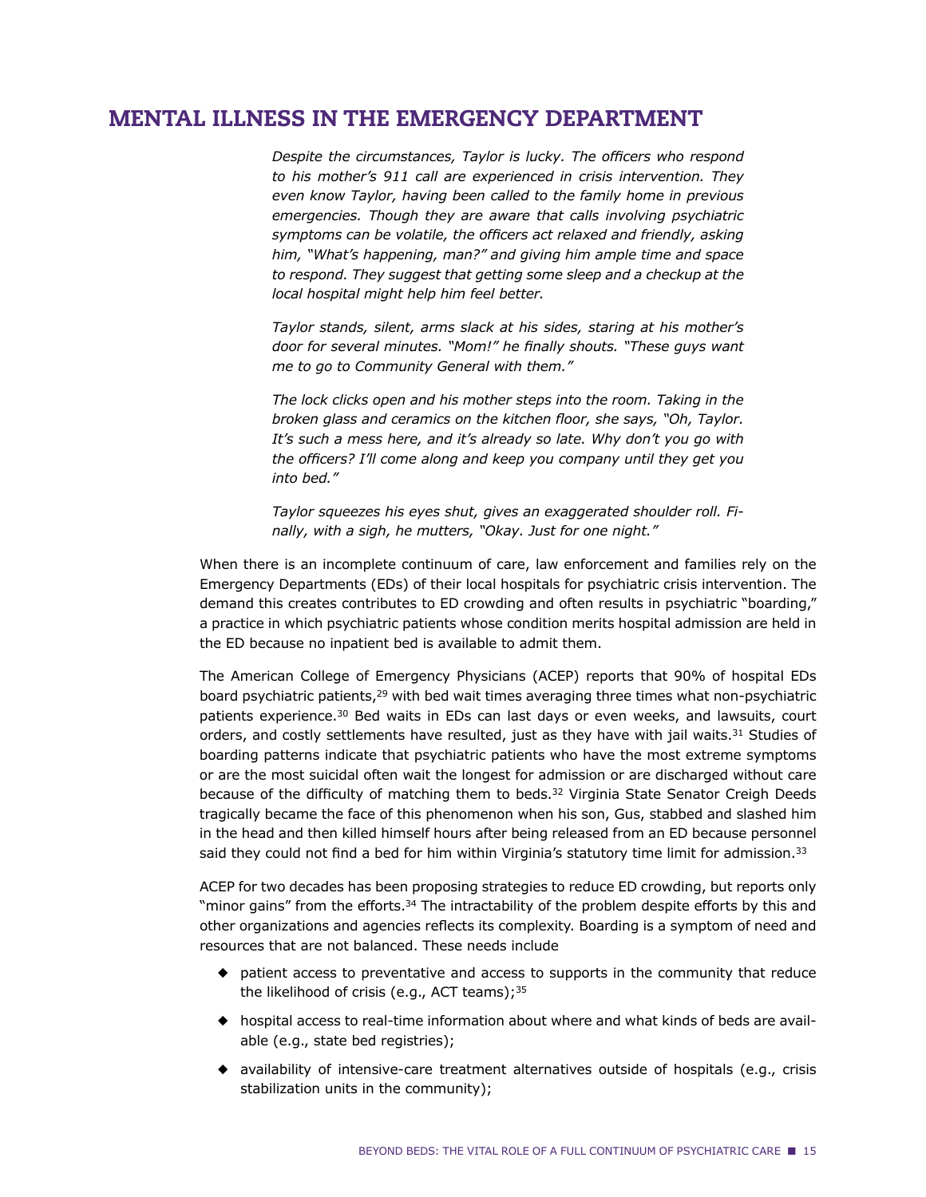## MENTAL ILLNESS IN THE EMERGENCY DEPARTMENT

*Despite the circumstances, Taylor is lucky. The officers who respond to his mother's 911 call are experienced in crisis intervention. They even know Taylor, having been called to the family home in previous emergencies. Though they are aware that calls involving psychiatric symptoms can be volatile, the officers act relaxed and friendly, asking him, "What's happening, man?" and giving him ample time and space to respond. They suggest that getting some sleep and a checkup at the local hospital might help him feel better.*

*Taylor stands, silent, arms slack at his sides, staring at his mother's door for several minutes. "Mom!" he finally shouts. "These guys want me to go to Community General with them."*

*The lock clicks open and his mother steps into the room. Taking in the broken glass and ceramics on the kitchen floor, she says, "Oh, Taylor. It's such a mess here, and it's already so late. Why don't you go with the officers? I'll come along and keep you company until they get you into bed."*

*Taylor squeezes his eyes shut, gives an exaggerated shoulder roll. Finally, with a sigh, he mutters, "Okay. Just for one night."*

When there is an incomplete continuum of care, law enforcement and families rely on the Emergency Departments (EDs) of their local hospitals for psychiatric crisis intervention. The demand this creates contributes to ED crowding and often results in psychiatric "boarding," a practice in which psychiatric patients whose condition merits hospital admission are held in the ED because no inpatient bed is available to admit them.

The American College of Emergency Physicians (ACEP) reports that 90% of hospital EDs board psychiatric patients,[29] with bed wait times averaging three times what non-psychiatric patients experience.[30] Bed waits in EDs can last days or even weeks, and lawsuits, court orders, and costly settlements have resulted, just as they have with jail waits.[31] Studies of boarding patterns indicate that psychiatric patients who have the most extreme symptoms or are the most suicidal often wait the longest for admission or are discharged without care because of the difficulty of matching them to beds.[32] Virginia State Senator Creigh Deeds tragically became the face of this phenomenon when his son, Gus, stabbed and slashed him in the head and then killed himself hours after being released from an ED because personnel said they could not find a bed for him within Virginia's statutory time limit for admission.[33]

ACEP for two decades has been proposing strategies to reduce ED crowding, but reports only "minor gains" from the efforts.[34] The intractability of the problem despite efforts by this and other organizations and agencies reflects its complexity. Boarding is a symptom of need and resources that are not balanced. These needs include

- patient access to preventative and access to supports in the community that reduce the likelihood of crisis (e.g., ACT teams);[35]
- hospital access to real-time information about where and what kinds of beds are available (e.g., state bed registries);
- availability of intensive-care treatment alternatives outside of hospitals (e.g., crisis stabilization units in the community);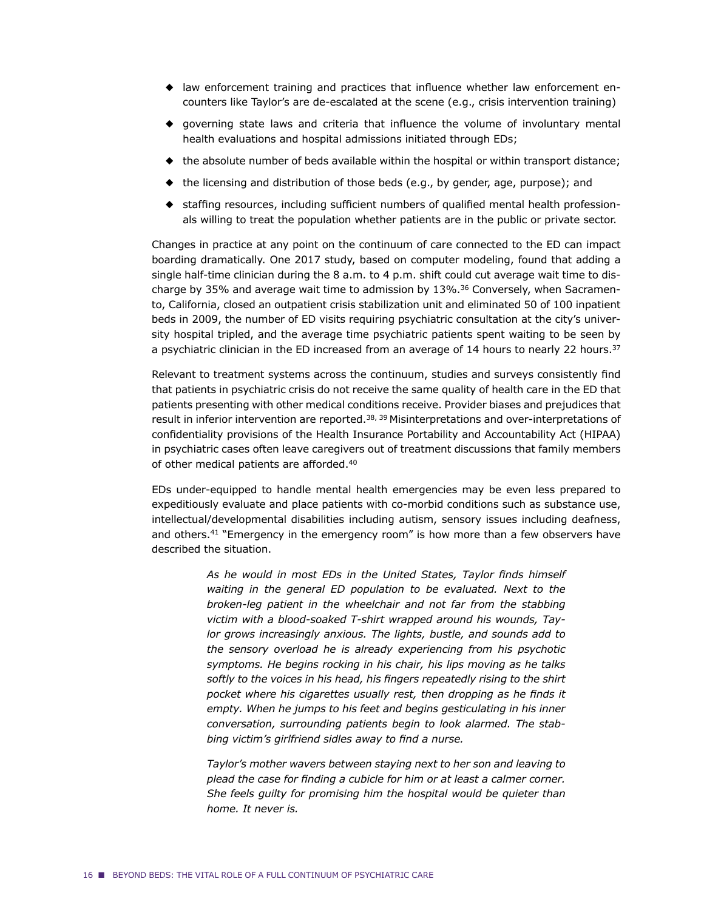- law enforcement training and practices that influence whether law enforcement encounters like Taylor's are de-escalated at the scene (e.g., crisis intervention training)
- governing state laws and criteria that influence the volume of involuntary mental health evaluations and hospital admissions initiated through EDs;
- the absolute number of beds available within the hospital or within transport distance;
- the licensing and distribution of those beds (e.g., by gender, age, purpose); and
- staffing resources, including sufficient numbers of qualified mental health professionals willing to treat the population whether patients are in the public or private sector.

Changes in practice at any point on the continuum of care connected to the ED can impact boarding dramatically. One 2017 study, based on computer modeling, found that adding a single half-time clinician during the 8 a.m. to 4 p.m. shift could cut average wait time to discharge by 35% and average wait time to admission by 13%.[36] Conversely, when Sacramento, California, closed an outpatient crisis stabilization unit and eliminated 50 of 100 inpatient beds in 2009, the number of ED visits requiring psychiatric consultation at the city's university hospital tripled, and the average time psychiatric patients spent waiting to be seen by a psychiatric clinician in the ED increased from an average of 14 hours to nearly 22 hours.[37]

Relevant to treatment systems across the continuum, studies and surveys consistently find that patients in psychiatric crisis do not receive the same quality of health care in the ED that patients presenting with other medical conditions receive. Provider biases and prejudices that result in inferior intervention are reported.[38, 39] Misinterpretations and over-interpretations of confidentiality provisions of the Health Insurance Portability and Accountability Act (HIPAA) in psychiatric cases often leave caregivers out of treatment discussions that family members of other medical patients are afforded.[40]

EDs under-equipped to handle mental health emergencies may be even less prepared to expeditiously evaluate and place patients with co-morbid conditions such as substance use, intellectual/developmental disabilities including autism, sensory issues including deafness, and others.[41] "Emergency in the emergency room" is how more than a few observers have described the situation.

*As he would in most EDs in the United States, Taylor finds himself waiting in the general ED population to be evaluated. Next to the broken-leg patient in the wheelchair and not far from the stabbing victim with a blood-soaked T-shirt wrapped around his wounds, Taylor grows increasingly anxious. The lights, bustle, and sounds add to the sensory overload he is already experiencing from his psychotic symptoms. He begins rocking in his chair, his lips moving as he talks softly to the voices in his head, his fingers repeatedly rising to the shirt pocket where his cigarettes usually rest, then dropping as he finds it empty. When he jumps to his feet and begins gesticulating in his inner conversation, surrounding patients begin to look alarmed. The stabbing victim's girlfriend sidles away to find a nurse.*

*Taylor's mother wavers between staying next to her son and leaving to plead the case for finding a cubicle for him or at least a calmer corner. She feels guilty for promising him the hospital would be quieter than home. It never is.*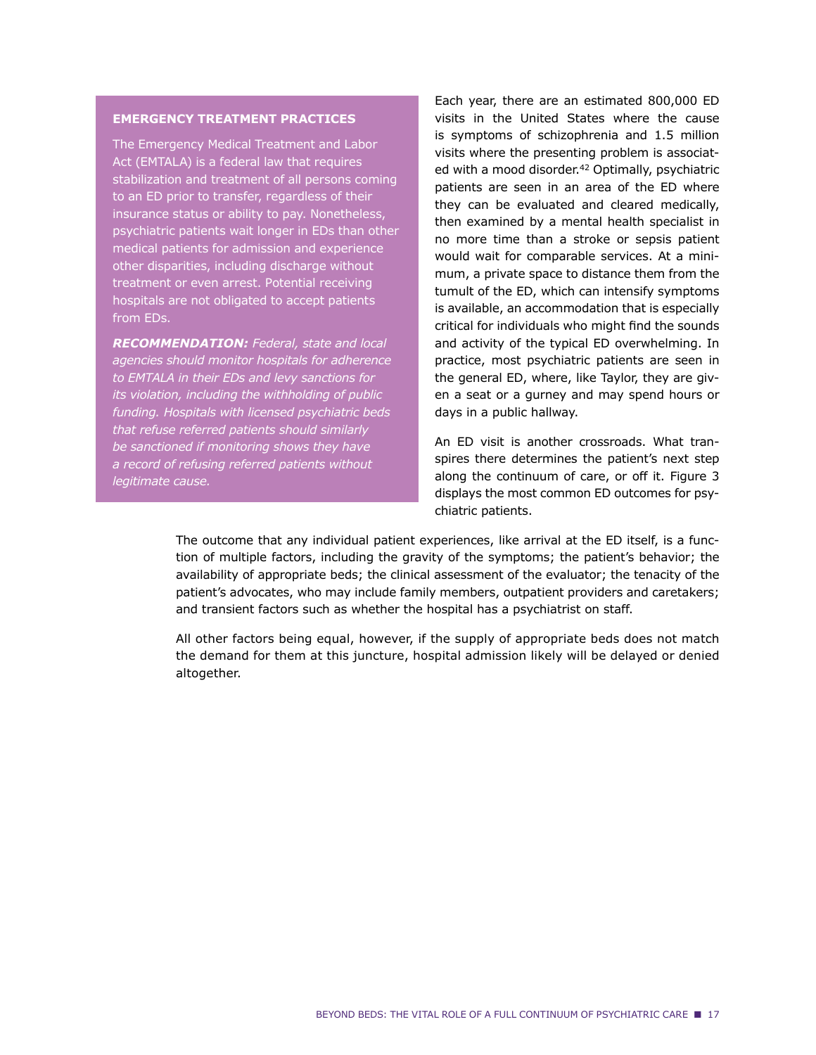### EMERGENCY TREATMENT PRACTICES

The Emergency Medical Treatment and Labor Act (EMTALA) is a federal law that requires stabilization and treatment of all persons coming to an ED prior to transfer, regardless of their insurance status or ability to pay. Nonetheless, psychiatric patients wait longer in EDs than other medical patients for admission and experience other disparities, including discharge without treatment or even arrest. Potential receiving hospitals are not obligated to accept patients from EDs.

***RECOMMENDATION:*** *Federal, state and local agencies should monitor hospitals for adherence to EMTALA in their EDs and levy sanctions for its violation, including the withholding of public funding. Hospitals with licensed psychiatric beds that refuse referred patients should similarly be sanctioned if monitoring shows they have a record of refusing referred patients without legitimate cause.*

Each year, there are an estimated 800,000 ED visits in the United States where the cause is symptoms of schizophrenia and 1.5 million visits where the presenting problem is associated with a mood disorder.[42] Optimally, psychiatric patients are seen in an area of the ED where they can be evaluated and cleared medically, then examined by a mental health specialist in no more time than a stroke or sepsis patient would wait for comparable services. At a minimum, a private space to distance them from the tumult of the ED, which can intensify symptoms is available, an accommodation that is especially critical for individuals who might find the sounds and activity of the typical ED overwhelming. In practice, most psychiatric patients are seen in the general ED, where, like Taylor, they are given a seat or a gurney and may spend hours or days in a public hallway.

An ED visit is another crossroads. What transpires there determines the patient's next step along the continuum of care, or off it. Figure 3 displays the most common ED outcomes for psychiatric patients.

The outcome that any individual patient experiences, like arrival at the ED itself, is a function of multiple factors, including the gravity of the symptoms; the patient's behavior; the availability of appropriate beds; the clinical assessment of the evaluator; the tenacity of the patient's advocates, who may include family members, outpatient providers and caretakers; and transient factors such as whether the hospital has a psychiatrist on staff.

All other factors being equal, however, if the supply of appropriate beds does not match the demand for them at this juncture, hospital admission likely will be delayed or denied altogether.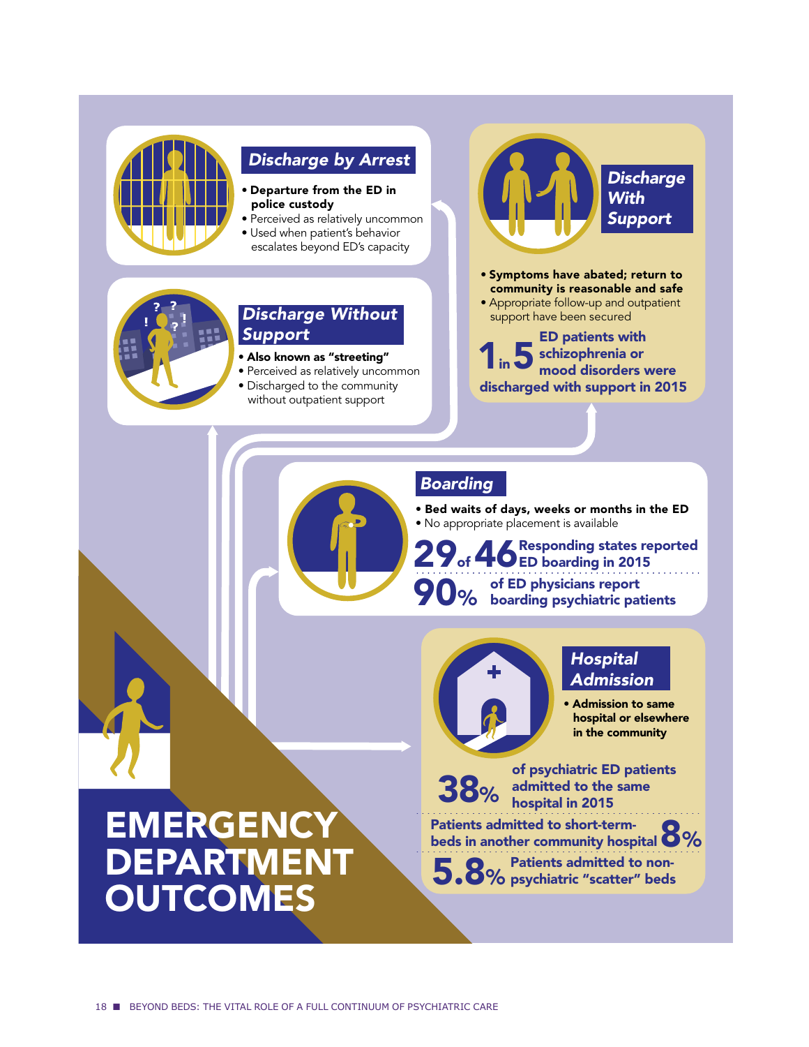# EMERGENCY DEPARTMENT OUTCOMES

## Discharge by Arrest

- **Departure from the ED in police custody**
- Perceived as relatively uncommon
- Used when patient's behavior escalates beyond ED's capacity

## Discharge Without Support

- **Also known as "streeting"**
- Perceived as relatively uncommon
- Discharged to the community without outpatient support

## Discharge With Support

- **Symptoms have abated; return to community is reasonable and safe**
- Appropriate follow-up and outpatient support have been secured

**1 in 5 ED patients with schizophrenia or mood disorders were discharged with support in 2015**

## Boarding

- **Bed waits of days, weeks or months in the ED**
- No appropriate placement is available

**29 of 46 Responding states reported ED boarding in 2015**

**90% of ED physicians report boarding psychiatric patients**

## Hospital Admission

- **Admission to same hospital or elsewhere in the community**

**38% of psychiatric ED patients admitted to the same hospital in 2015**

**Patients admitted to short-term-beds in another community hospital 8%**

**5.8% Patients admitted to non-psychiatric "scatter" beds**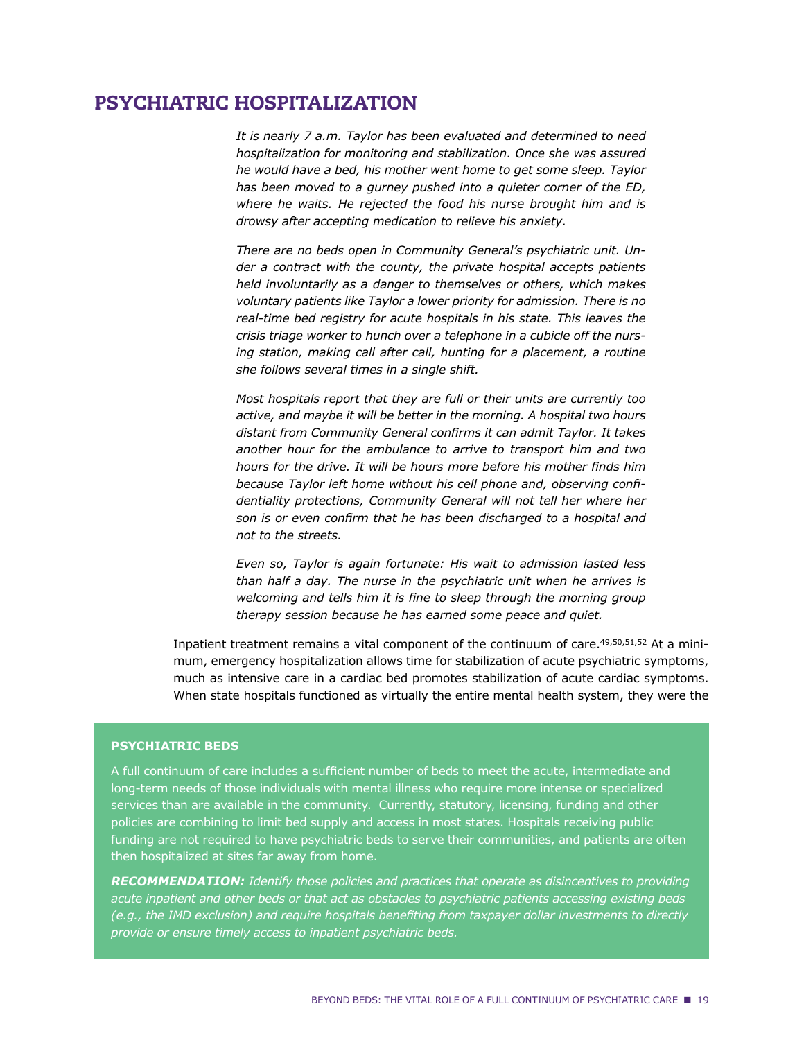# PSYCHIATRIC HOSPITALIZATION

*It is nearly 7 a.m. Taylor has been evaluated and determined to need hospitalization for monitoring and stabilization. Once she was assured he would have a bed, his mother went home to get some sleep. Taylor has been moved to a gurney pushed into a quieter corner of the ED, where he waits. He rejected the food his nurse brought him and is drowsy after accepting medication to relieve his anxiety.*

*There are no beds open in Community General's psychiatric unit. Under a contract with the county, the private hospital accepts patients held involuntarily as a danger to themselves or others, which makes voluntary patients like Taylor a lower priority for admission. There is no real-time bed registry for acute hospitals in his state. This leaves the crisis triage worker to hunch over a telephone in a cubicle off the nursing station, making call after call, hunting for a placement, a routine she follows several times in a single shift.*

*Most hospitals report that they are full or their units are currently too active, and maybe it will be better in the morning. A hospital two hours distant from Community General confirms it can admit Taylor. It takes another hour for the ambulance to arrive to transport him and two hours for the drive. It will be hours more before his mother finds him because Taylor left home without his cell phone and, observing confidentiality protections, Community General will not tell her where her son is or even confirm that he has been discharged to a hospital and not to the streets.*

*Even so, Taylor is again fortunate: His wait to admission lasted less than half a day. The nurse in the psychiatric unit when he arrives is welcoming and tells him it is fine to sleep through the morning group therapy session because he has earned some peace and quiet.*

Inpatient treatment remains a vital component of the continuum of care.[49,50,51,52] At a minimum, emergency hospitalization allows time for stabilization of acute psychiatric symptoms, much as intensive care in a cardiac bed promotes stabilization of acute cardiac symptoms. When state hospitals functioned as virtually the entire mental health system, they were the

**PSYCHIATRIC BEDS**

A full continuum of care includes a sufficient number of beds to meet the acute, intermediate and long-term needs of those individuals with mental illness who require more intense or specialized services than are available in the community. Currently, statutory, licensing, funding and other policies are combining to limit bed supply and access in most states. Hospitals receiving public funding are not required to have psychiatric beds to serve their communities, and patients are often then hospitalized at sites far away from home.

***RECOMMENDATION:*** *Identify those policies and practices that operate as disincentives to providing acute inpatient and other beds or that act as obstacles to psychiatric patients accessing existing beds (e.g., the IMD exclusion) and require hospitals benefiting from taxpayer dollar investments to directly provide or ensure timely access to inpatient psychiatric beds.*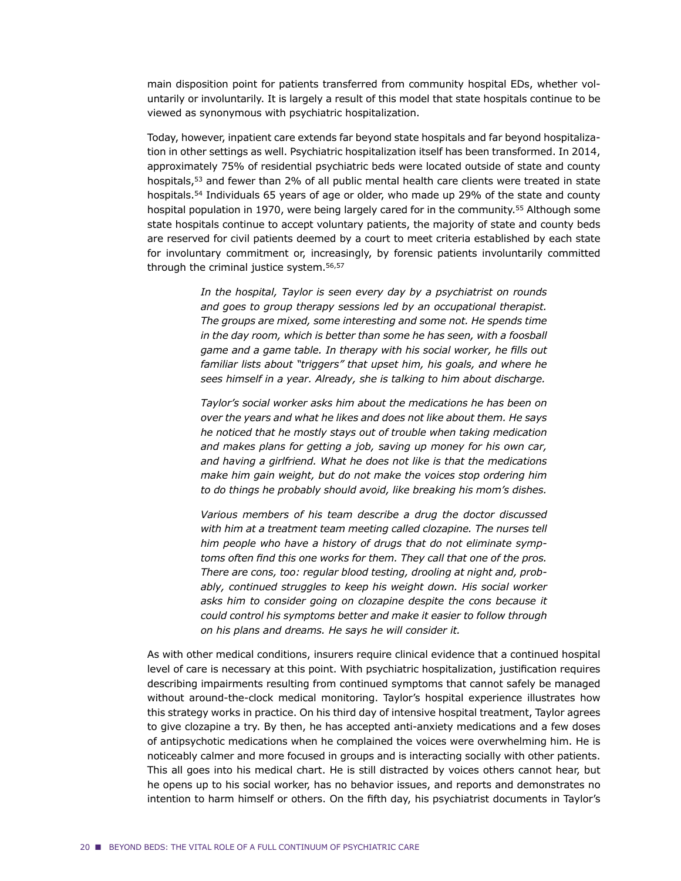main disposition point for patients transferred from community hospital EDs, whether voluntarily or involuntarily. It is largely a result of this model that state hospitals continue to be viewed as synonymous with psychiatric hospitalization.

Today, however, inpatient care extends far beyond state hospitals and far beyond hospitalization in other settings as well. Psychiatric hospitalization itself has been transformed. In 2014, approximately 75% of residential psychiatric beds were located outside of state and county hospitals,[53] and fewer than 2% of all public mental health care clients were treated in state hospitals.[54] Individuals 65 years of age or older, who made up 29% of the state and county hospital population in 1970, were being largely cared for in the community.[55] Although some state hospitals continue to accept voluntary patients, the majority of state and county beds are reserved for civil patients deemed by a court to meet criteria established by each state for involuntary commitment or, increasingly, by forensic patients involuntarily committed through the criminal justice system.[56,57]

> *In the hospital, Taylor is seen every day by a psychiatrist on rounds and goes to group therapy sessions led by an occupational therapist. The groups are mixed, some interesting and some not. He spends time in the day room, which is better than some he has seen, with a foosball game and a game table. In therapy with his social worker, he fills out familiar lists about "triggers" that upset him, his goals, and where he sees himself in a year. Already, she is talking to him about discharge.*
>
> *Taylor's social worker asks him about the medications he has been on over the years and what he likes and does not like about them. He says he noticed that he mostly stays out of trouble when taking medication and makes plans for getting a job, saving up money for his own car, and having a girlfriend. What he does not like is that the medications make him gain weight, but do not make the voices stop ordering him to do things he probably should avoid, like breaking his mom's dishes.*
>
> *Various members of his team describe a drug the doctor discussed with him at a treatment team meeting called clozapine. The nurses tell him people who have a history of drugs that do not eliminate symptoms often find this one works for them. They call that one of the pros. There are cons, too: regular blood testing, drooling at night and, probably, continued struggles to keep his weight down. His social worker asks him to consider going on clozapine despite the cons because it could control his symptoms better and make it easier to follow through on his plans and dreams. He says he will consider it.*

As with other medical conditions, insurers require clinical evidence that a continued hospital level of care is necessary at this point. With psychiatric hospitalization, justification requires describing impairments resulting from continued symptoms that cannot safely be managed without around-the-clock medical monitoring. Taylor's hospital experience illustrates how this strategy works in practice. On his third day of intensive hospital treatment, Taylor agrees to give clozapine a try. By then, he has accepted anti-anxiety medications and a few doses of antipsychotic medications when he complained the voices were overwhelming him. He is noticeably calmer and more focused in groups and is interacting socially with other patients. This all goes into his medical chart. He is still distracted by voices others cannot hear, but he opens up to his social worker, has no behavior issues, and reports and demonstrates no intention to harm himself or others. On the fifth day, his psychiatrist documents in Taylor's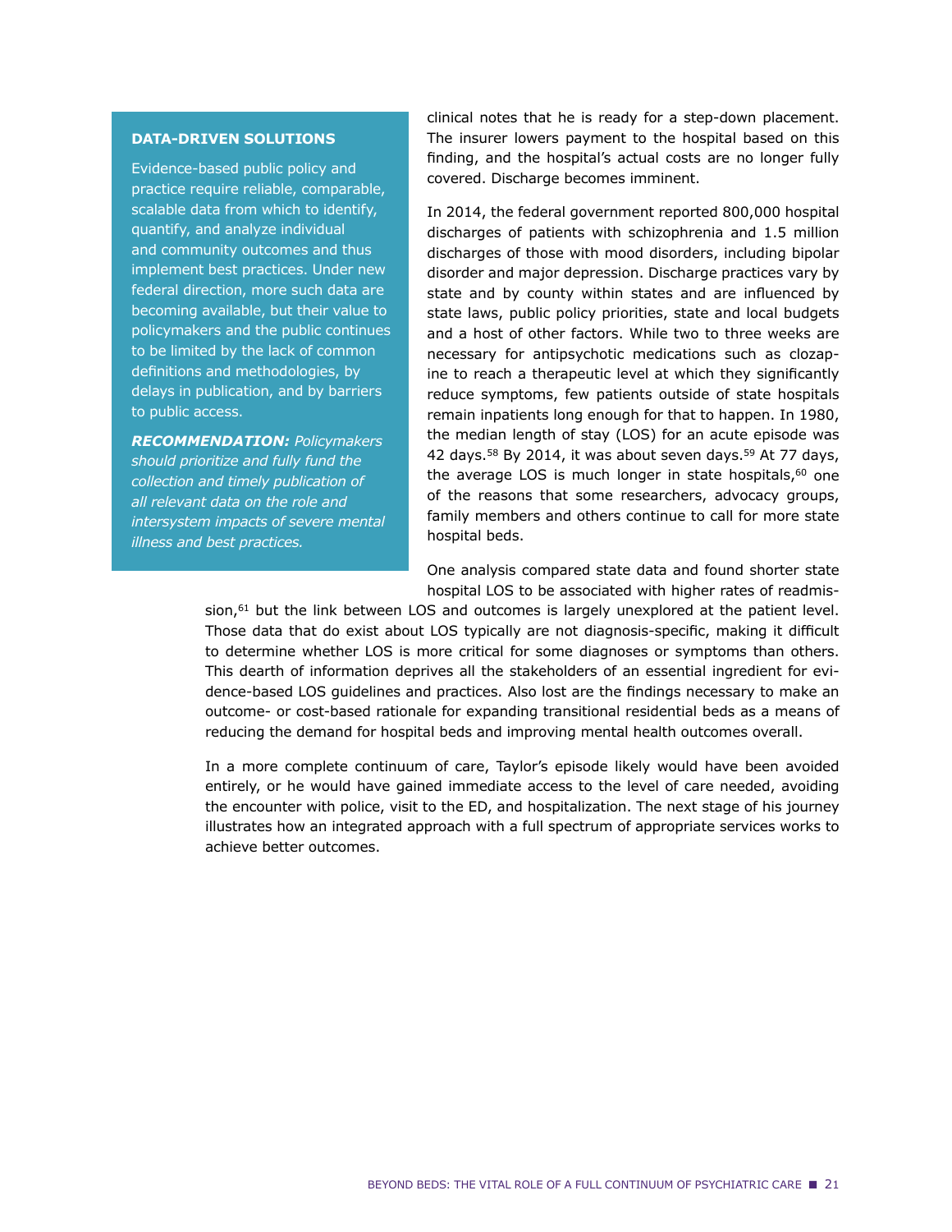clinical notes that he is ready for a step-down placement. The insurer lowers payment to the hospital based on this finding, and the hospital's actual costs are no longer fully covered. Discharge becomes imminent.

In 2014, the federal government reported 800,000 hospital discharges of patients with schizophrenia and 1.5 million discharges of those with mood disorders, including bipolar disorder and major depression. Discharge practices vary by state and by county within states and are influenced by state laws, public policy priorities, state and local budgets and a host of other factors. While two to three weeks are necessary for antipsychotic medications such as clozapine to reach a therapeutic level at which they significantly reduce symptoms, few patients outside of state hospitals remain inpatients long enough for that to happen. In 1980, the median length of stay (LOS) for an acute episode was 42 days.[58] By 2014, it was about seven days.[59] At 77 days, the average LOS is much longer in state hospitals,[60] one of the reasons that some researchers, advocacy groups, family members and others continue to call for more state hospital beds.

One analysis compared state data and found shorter state hospital LOS to be associated with higher rates of readmission,[61] but the link between LOS and outcomes is largely unexplored at the patient level. Those data that do exist about LOS typically are not diagnosis-specific, making it difficult to determine whether LOS is more critical for some diagnoses or symptoms than others. This dearth of information deprives all the stakeholders of an essential ingredient for evidence-based LOS guidelines and practices. Also lost are the findings necessary to make an outcome- or cost-based rationale for expanding transitional residential beds as a means of reducing the demand for hospital beds and improving mental health outcomes overall.

In a more complete continuum of care, Taylor's episode likely would have been avoided entirely, or he would have gained immediate access to the level of care needed, avoiding the encounter with police, visit to the ED, and hospitalization. The next stage of his journey illustrates how an integrated approach with a full spectrum of appropriate services works to achieve better outcomes.

**DATA-DRIVEN SOLUTIONS**

Evidence-based public policy and practice require reliable, comparable, scalable data from which to identify, quantify, and analyze individual and community outcomes and thus implement best practices. Under new federal direction, more such data are becoming available, but their value to policymakers and the public continues to be limited by the lack of common definitions and methodologies, by delays in publication, and by barriers to public access.

***RECOMMENDATION:*** *Policymakers should prioritize and fully fund the collection and timely publication of all relevant data on the role and intersystem impacts of severe mental illness and best practices.*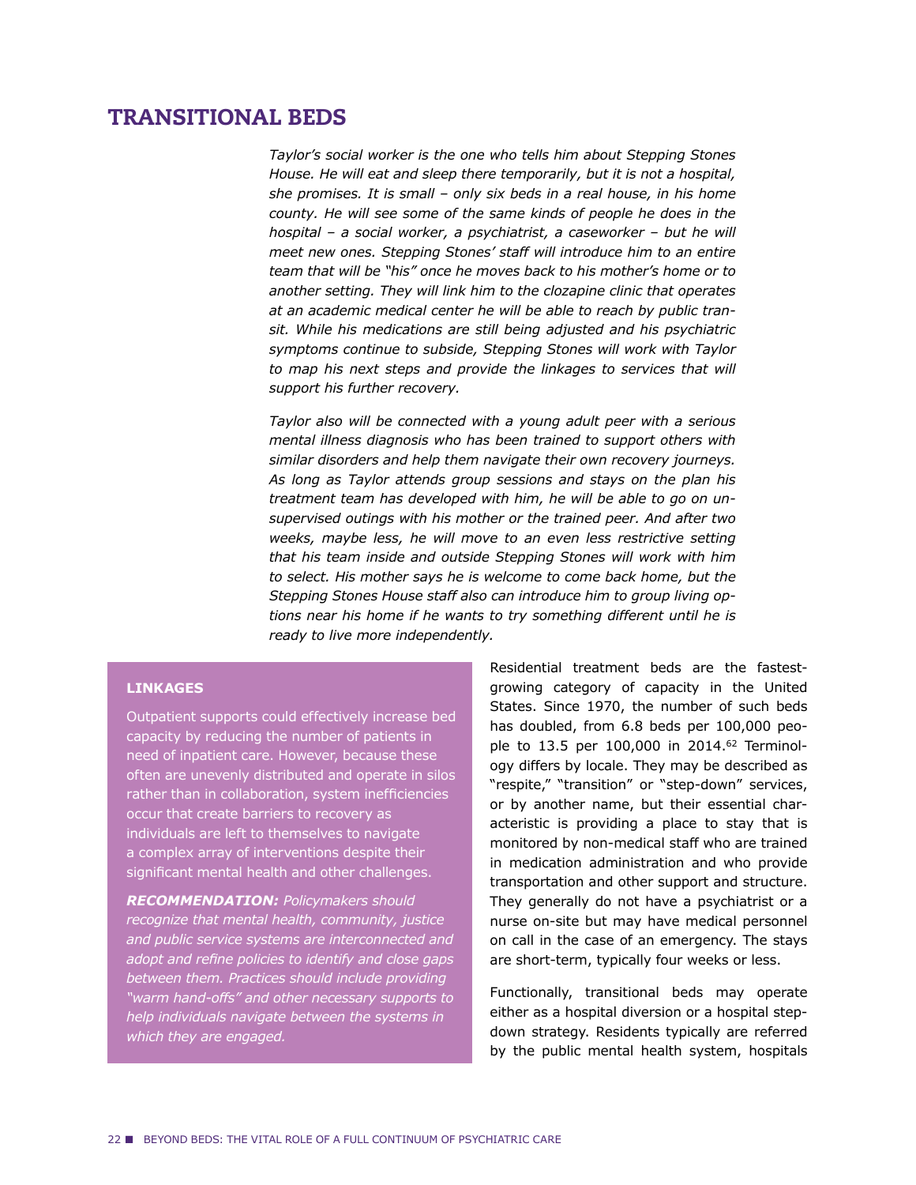## TRANSITIONAL BEDS

*Taylor's social worker is the one who tells him about Stepping Stones House. He will eat and sleep there temporarily, but it is not a hospital, she promises. It is small – only six beds in a real house, in his home county. He will see some of the same kinds of people he does in the hospital – a social worker, a psychiatrist, a caseworker – but he will meet new ones. Stepping Stones' staff will introduce him to an entire team that will be "his" once he moves back to his mother's home or to another setting. They will link him to the clozapine clinic that operates at an academic medical center he will be able to reach by public transit. While his medications are still being adjusted and his psychiatric symptoms continue to subside, Stepping Stones will work with Taylor to map his next steps and provide the linkages to services that will support his further recovery.*

*Taylor also will be connected with a young adult peer with a serious mental illness diagnosis who has been trained to support others with similar disorders and help them navigate their own recovery journeys. As long as Taylor attends group sessions and stays on the plan his treatment team has developed with him, he will be able to go on unsupervised outings with his mother or the trained peer. And after two weeks, maybe less, he will move to an even less restrictive setting that his team inside and outside Stepping Stones will work with him to select. His mother says he is welcome to come back home, but the Stepping Stones House staff also can introduce him to group living options near his home if he wants to try something different until he is ready to live more independently.*

> **LINKAGES**
>
> Outpatient supports could effectively increase bed capacity by reducing the number of patients in need of inpatient care. However, because these often are unevenly distributed and operate in silos rather than in collaboration, system inefficiencies occur that create barriers to recovery as individuals are left to themselves to navigate a complex array of interventions despite their significant mental health and other challenges.
>
> ***RECOMMENDATION:*** *Policymakers should recognize that mental health, community, justice and public service systems are interconnected and adopt and refine policies to identify and close gaps between them. Practices should include providing "warm hand-offs" and other necessary supports to help individuals navigate between the systems in which they are engaged.*

Residential treatment beds are the fastest-growing category of capacity in the United States. Since 1970, the number of such beds has doubled, from 6.8 beds per 100,000 people to 13.5 per 100,000 in 2014.[62] Terminology differs by locale. They may be described as "respite," "transition" or "step-down" services, or by another name, but their essential characteristic is providing a place to stay that is monitored by non-medical staff who are trained in medication administration and who provide transportation and other support and structure. They generally do not have a psychiatrist or a nurse on-site but may have medical personnel on call in the case of an emergency. The stays are short-term, typically four weeks or less.

Functionally, transitional beds may operate either as a hospital diversion or a hospital step-down strategy. Residents typically are referred by the public mental health system, hospitals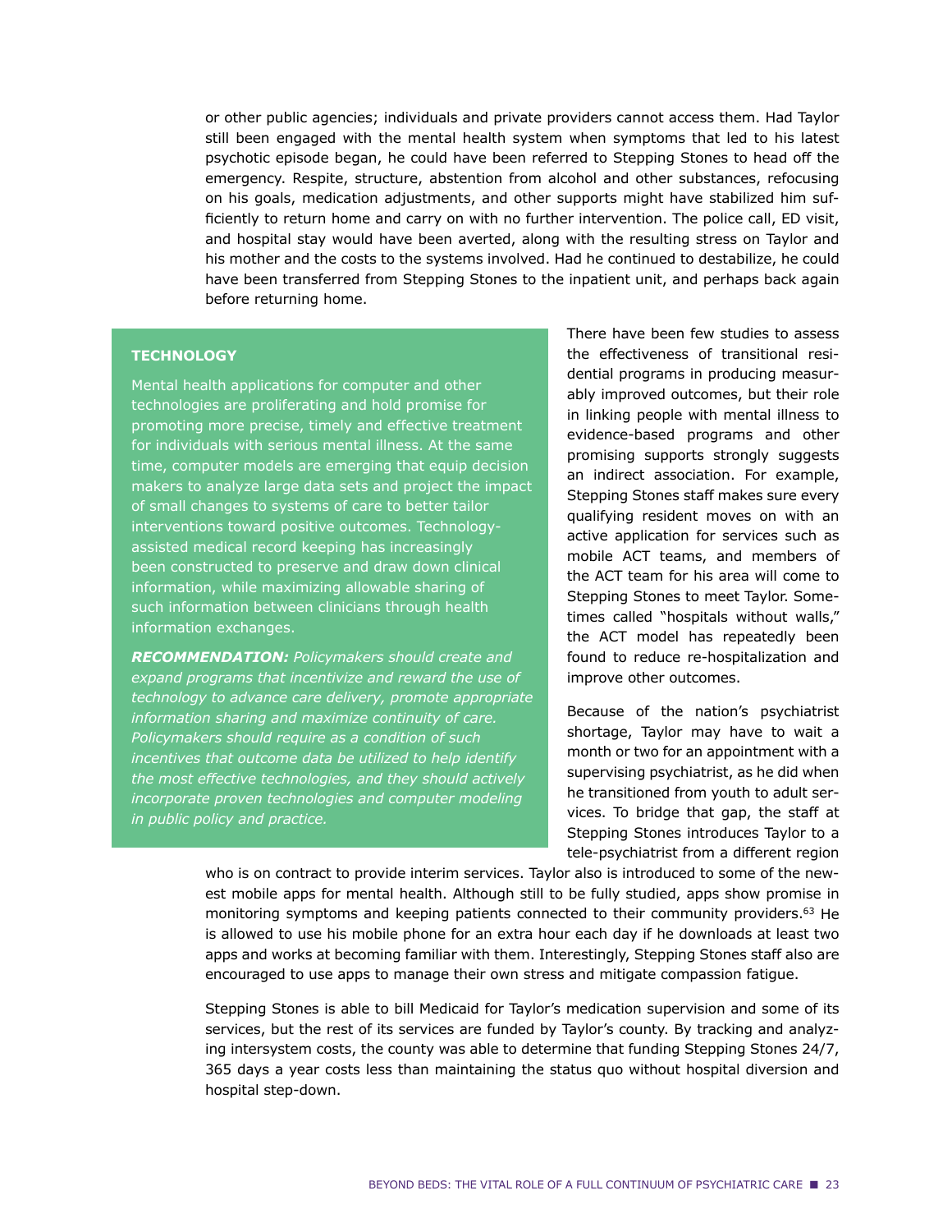or other public agencies; individuals and private providers cannot access them. Had Taylor still been engaged with the mental health system when symptoms that led to his latest psychotic episode began, he could have been referred to Stepping Stones to head off the emergency. Respite, structure, abstention from alcohol and other substances, refocusing on his goals, medication adjustments, and other supports might have stabilized him sufficiently to return home and carry on with no further intervention. The police call, ED visit, and hospital stay would have been averted, along with the resulting stress on Taylor and his mother and the costs to the systems involved. Had he continued to destabilize, he could have been transferred from Stepping Stones to the inpatient unit, and perhaps back again before returning home.

**TECHNOLOGY**

Mental health applications for computer and other technologies are proliferating and hold promise for promoting more precise, timely and effective treatment for individuals with serious mental illness. At the same time, computer models are emerging that equip decision makers to analyze large data sets and project the impact of small changes to systems of care to better tailor interventions toward positive outcomes. Technology-assisted medical record keeping has increasingly been constructed to preserve and draw down clinical information, while maximizing allowable sharing of such information between clinicians through health information exchanges.

***RECOMMENDATION:*** *Policymakers should create and expand programs that incentivize and reward the use of technology to advance care delivery, promote appropriate information sharing and maximize continuity of care. Policymakers should require as a condition of such incentives that outcome data be utilized to help identify the most effective technologies, and they should actively incorporate proven technologies and computer modeling in public policy and practice.*

There have been few studies to assess the effectiveness of transitional residential programs in producing measurably improved outcomes, but their role in linking people with mental illness to evidence-based programs and other promising supports strongly suggests an indirect association. For example, Stepping Stones staff makes sure every qualifying resident moves on with an active application for services such as mobile ACT teams, and members of the ACT team for his area will come to Stepping Stones to meet Taylor. Sometimes called "hospitals without walls," the ACT model has repeatedly been found to reduce re-hospitalization and improve other outcomes.

Because of the nation's psychiatrist shortage, Taylor may have to wait a month or two for an appointment with a supervising psychiatrist, as he did when he transitioned from youth to adult services. To bridge that gap, the staff at Stepping Stones introduces Taylor to a tele-psychiatrist from a different region who is on contract to provide interim services. Taylor also is introduced to some of the newest mobile apps for mental health. Although still to be fully studied, apps show promise in monitoring symptoms and keeping patients connected to their community providers.[63] He is allowed to use his mobile phone for an extra hour each day if he downloads at least two apps and works at becoming familiar with them. Interestingly, Stepping Stones staff also are encouraged to use apps to manage their own stress and mitigate compassion fatigue.

Stepping Stones is able to bill Medicaid for Taylor's medication supervision and some of its services, but the rest of its services are funded by Taylor's county. By tracking and analyzing intersystem costs, the county was able to determine that funding Stepping Stones 24/7, 365 days a year costs less than maintaining the status quo without hospital diversion and hospital step-down.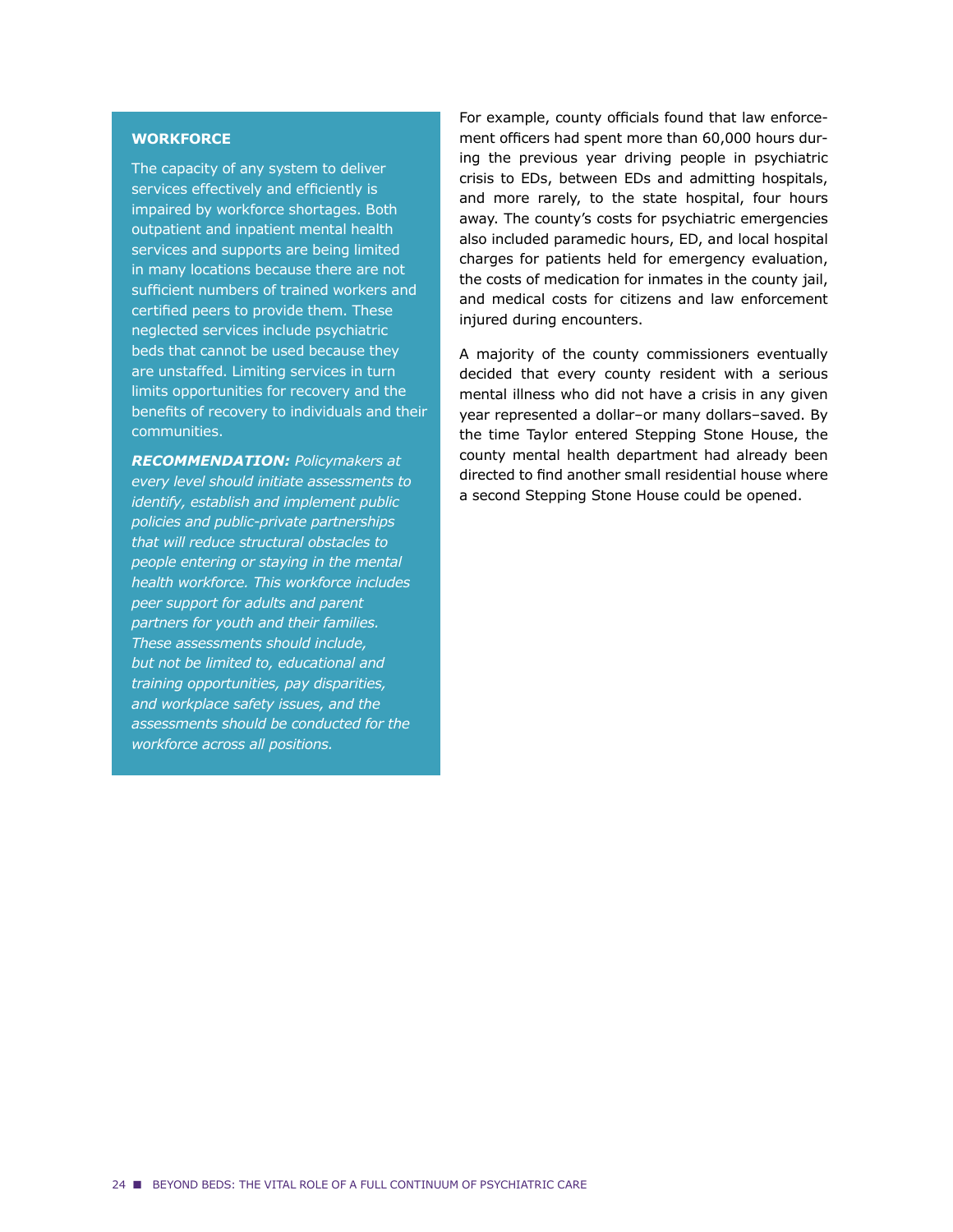### WORKFORCE

The capacity of any system to deliver services effectively and efficiently is impaired by workforce shortages. Both outpatient and inpatient mental health services and supports are being limited in many locations because there are not sufficient numbers of trained workers and certified peers to provide them. These neglected services include psychiatric beds that cannot be used because they are unstaffed. Limiting services in turn limits opportunities for recovery and the benefits of recovery to individuals and their communities.

***RECOMMENDATION:*** *Policymakers at every level should initiate assessments to identify, establish and implement public policies and public-private partnerships that will reduce structural obstacles to people entering or staying in the mental health workforce. This workforce includes peer support for adults and parent partners for youth and their families. These assessments should include, but not be limited to, educational and training opportunities, pay disparities, and workplace safety issues, and the assessments should be conducted for the workforce across all positions.*

For example, county officials found that law enforcement officers had spent more than 60,000 hours during the previous year driving people in psychiatric crisis to EDs, between EDs and admitting hospitals, and more rarely, to the state hospital, four hours away. The county's costs for psychiatric emergencies also included paramedic hours, ED, and local hospital charges for patients held for emergency evaluation, the costs of medication for inmates in the county jail, and medical costs for citizens and law enforcement injured during encounters.

A majority of the county commissioners eventually decided that every county resident with a serious mental illness who did not have a crisis in any given year represented a dollar–or many dollars–saved. By the time Taylor entered Stepping Stone House, the county mental health department had already been directed to find another small residential house where a second Stepping Stone House could be opened.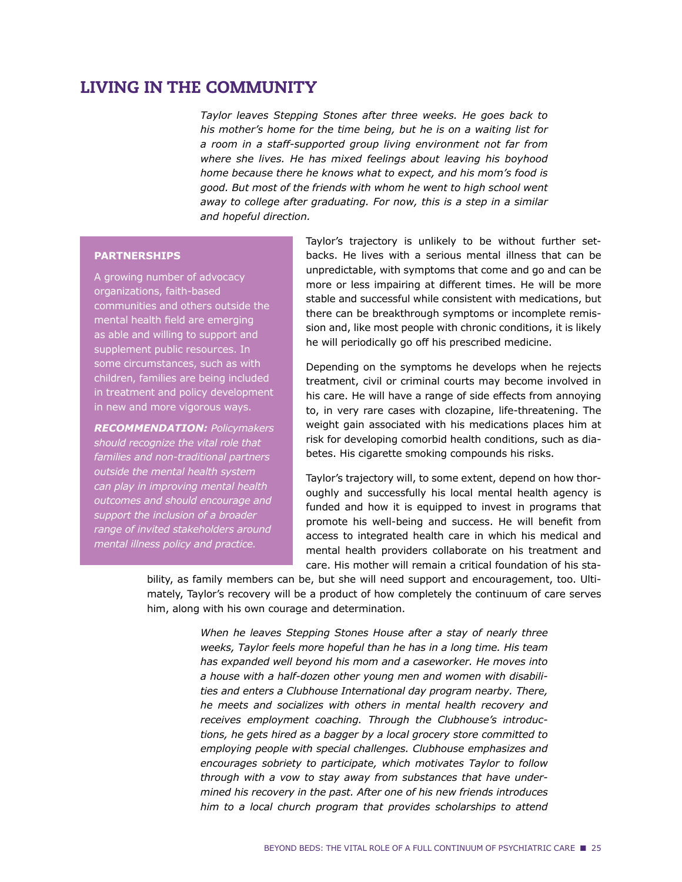## LIVING IN THE COMMUNITY

*Taylor leaves Stepping Stones after three weeks. He goes back to his mother's home for the time being, but he is on a waiting list for a room in a staff-supported group living environment not far from where she lives. He has mixed feelings about leaving his boyhood home because there he knows what to expect, and his mom's food is good. But most of the friends with whom he went to high school went away to college after graduating. For now, this is a step in a similar and hopeful direction.*

Taylor's trajectory is unlikely to be without further setbacks. He lives with a serious mental illness that can be unpredictable, with symptoms that come and go and can be more or less impairing at different times. He will be more stable and successful while consistent with medications, but there can be breakthrough symptoms or incomplete remission and, like most people with chronic conditions, it is likely he will periodically go off his prescribed medicine.

Depending on the symptoms he develops when he rejects treatment, civil or criminal courts may become involved in his care. He will have a range of side effects from annoying to, in very rare cases with clozapine, life-threatening. The weight gain associated with his medications places him at risk for developing comorbid health conditions, such as diabetes. His cigarette smoking compounds his risks.

Taylor's trajectory will, to some extent, depend on how thoroughly and successfully his local mental health agency is funded and how it is equipped to invest in programs that promote his well-being and success. He will benefit from access to integrated health care in which his medical and mental health providers collaborate on his treatment and care. His mother will remain a critical foundation of his stability, as family members can be, but she will need support and encouragement, too. Ultimately, Taylor's recovery will be a product of how completely the continuum of care serves him, along with his own courage and determination.

**PARTNERSHIPS**

A growing number of advocacy organizations, faith-based communities and others outside the mental health field are emerging as able and willing to support and supplement public resources. In some circumstances, such as with children, families are being included in treatment and policy development in new and more vigorous ways.

***RECOMMENDATION:*** *Policymakers should recognize the vital role that families and non-traditional partners outside the mental health system can play in improving mental health outcomes and should encourage and support the inclusion of a broader range of invited stakeholders around mental illness policy and practice.*

*When he leaves Stepping Stones House after a stay of nearly three weeks, Taylor feels more hopeful than he has in a long time. His team has expanded well beyond his mom and a caseworker. He moves into a house with a half-dozen other young men and women with disabilities and enters a Clubhouse International day program nearby. There, he meets and socializes with others in mental health recovery and receives employment coaching. Through the Clubhouse's introductions, he gets hired as a bagger by a local grocery store committed to employing people with special challenges. Clubhouse emphasizes and encourages sobriety to participate, which motivates Taylor to follow through with a vow to stay away from substances that have undermined his recovery in the past. After one of his new friends introduces him to a local church program that provides scholarships to attend*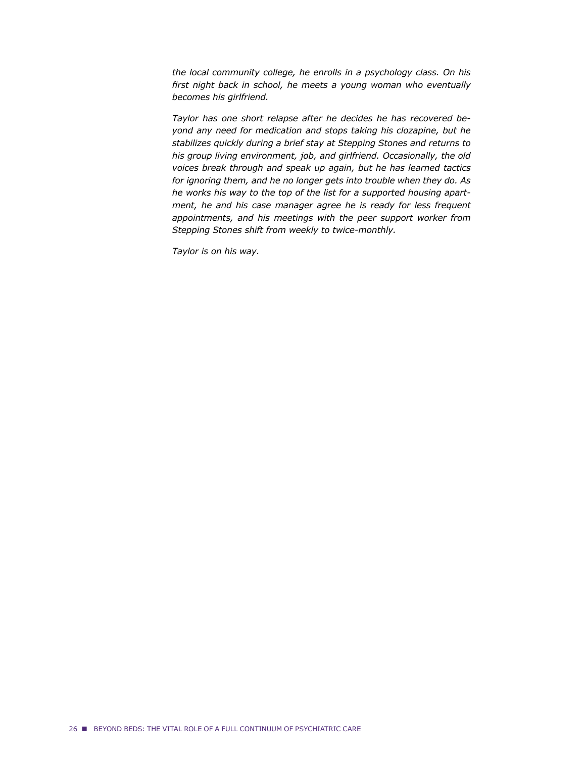*the local community college, he enrolls in a psychology class. On his first night back in school, he meets a young woman who eventually becomes his girlfriend.*

*Taylor has one short relapse after he decides he has recovered beyond any need for medication and stops taking his clozapine, but he stabilizes quickly during a brief stay at Stepping Stones and returns to his group living environment, job, and girlfriend. Occasionally, the old voices break through and speak up again, but he has learned tactics for ignoring them, and he no longer gets into trouble when they do. As he works his way to the top of the list for a supported housing apartment, he and his case manager agree he is ready for less frequent appointments, and his meetings with the peer support worker from Stepping Stones shift from weekly to twice-monthly.*

*Taylor is on his way.*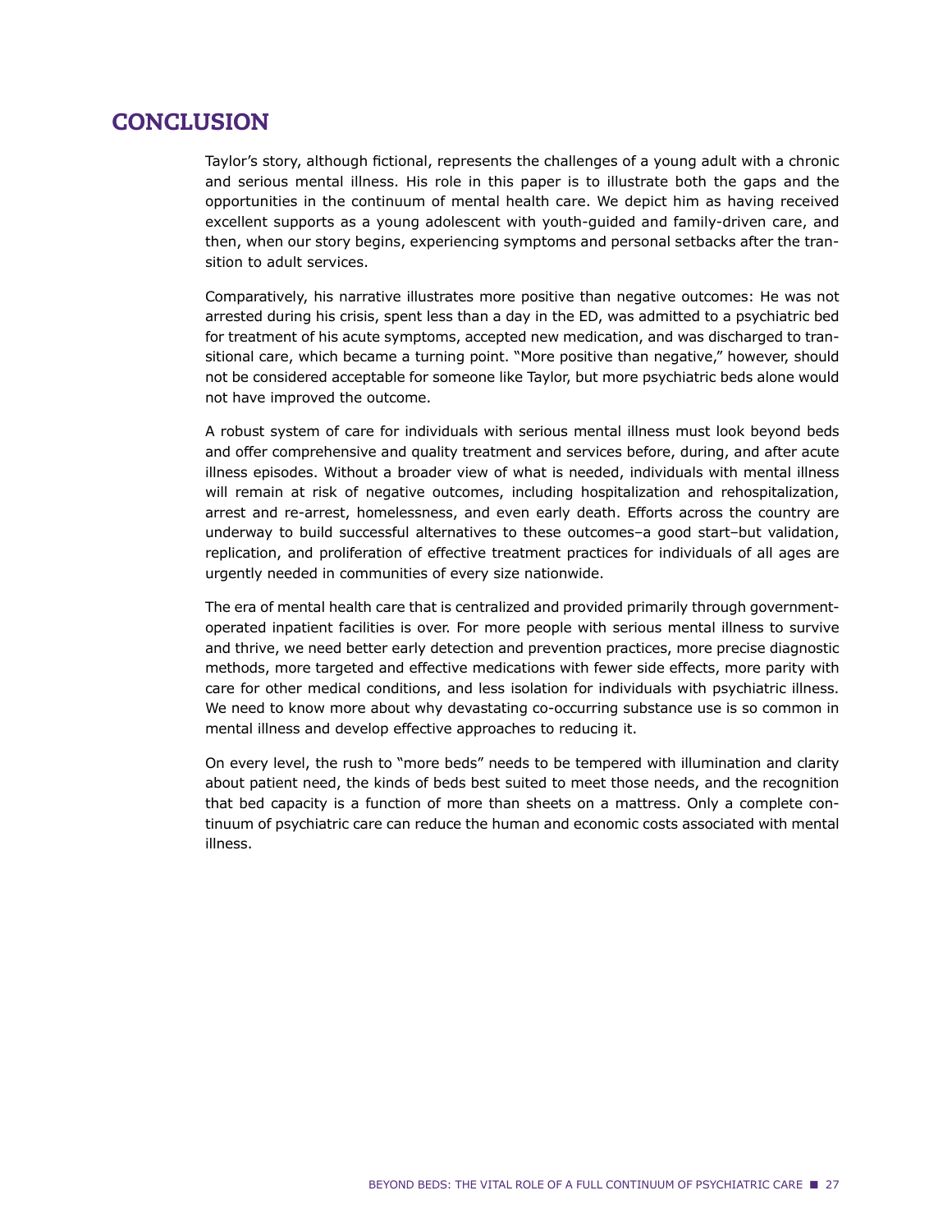## CONCLUSION

Taylor's story, although fictional, represents the challenges of a young adult with a chronic and serious mental illness. His role in this paper is to illustrate both the gaps and the opportunities in the continuum of mental health care. We depict him as having received excellent supports as a young adolescent with youth-guided and family-driven care, and then, when our story begins, experiencing symptoms and personal setbacks after the transition to adult services.

Comparatively, his narrative illustrates more positive than negative outcomes: He was not arrested during his crisis, spent less than a day in the ED, was admitted to a psychiatric bed for treatment of his acute symptoms, accepted new medication, and was discharged to transitional care, which became a turning point. "More positive than negative," however, should not be considered acceptable for someone like Taylor, but more psychiatric beds alone would not have improved the outcome.

A robust system of care for individuals with serious mental illness must look beyond beds and offer comprehensive and quality treatment and services before, during, and after acute illness episodes. Without a broader view of what is needed, individuals with mental illness will remain at risk of negative outcomes, including hospitalization and rehospitalization, arrest and re-arrest, homelessness, and even early death. Efforts across the country are underway to build successful alternatives to these outcomes–a good start–but validation, replication, and proliferation of effective treatment practices for individuals of all ages are urgently needed in communities of every size nationwide.

The era of mental health care that is centralized and provided primarily through government-operated inpatient facilities is over. For more people with serious mental illness to survive and thrive, we need better early detection and prevention practices, more precise diagnostic methods, more targeted and effective medications with fewer side effects, more parity with care for other medical conditions, and less isolation for individuals with psychiatric illness. We need to know more about why devastating co-occurring substance use is so common in mental illness and develop effective approaches to reducing it.

On every level, the rush to "more beds" needs to be tempered with illumination and clarity about patient need, the kinds of beds best suited to meet those needs, and the recognition that bed capacity is a function of more than sheets on a mattress. Only a complete continuum of psychiatric care can reduce the human and economic costs associated with mental illness.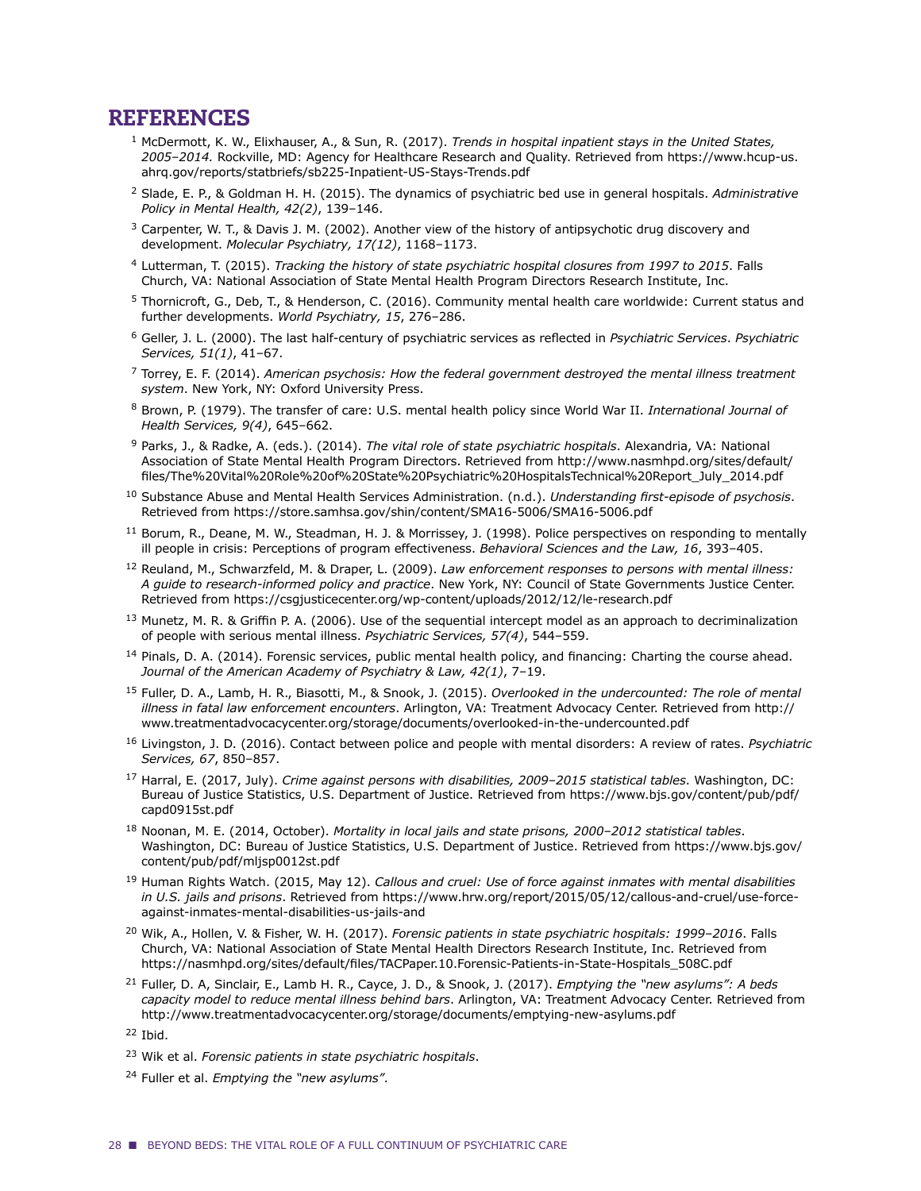# REFERENCES

[1] McDermott, K. W., Elixhauser, A., & Sun, R. (2017). *Trends in hospital inpatient stays in the United States, 2005–2014.* Rockville, MD: Agency for Healthcare Research and Quality. Retrieved from https://www.hcup-us.ahrq.gov/reports/statbriefs/sb225-Inpatient-US-Stays-Trends.pdf

[2] Slade, E. P., & Goldman H. H. (2015). The dynamics of psychiatric bed use in general hospitals. *Administrative Policy in Mental Health, 42(2)*, 139–146.

[3] Carpenter, W. T., & Davis J. M. (2002). Another view of the history of antipsychotic drug discovery and development. *Molecular Psychiatry, 17(12)*, 1168–1173.

[4] Lutterman, T. (2015). *Tracking the history of state psychiatric hospital closures from 1997 to 2015*. Falls Church, VA: National Association of State Mental Health Program Directors Research Institute, Inc.

[5] Thornicroft, G., Deb, T., & Henderson, C. (2016). Community mental health care worldwide: Current status and further developments. *World Psychiatry, 15*, 276–286.

[6] Geller, J. L. (2000). The last half-century of psychiatric services as reflected in *Psychiatric Services*. *Psychiatric Services, 51(1)*, 41–67.

[7] Torrey, E. F. (2014). *American psychosis: How the federal government destroyed the mental illness treatment system*. New York, NY: Oxford University Press.

[8] Brown, P. (1979). The transfer of care: U.S. mental health policy since World War II. *International Journal of Health Services, 9(4)*, 645–662.

[9] Parks, J., & Radke, A. (eds.). (2014). *The vital role of state psychiatric hospitals*. Alexandria, VA: National Association of State Mental Health Program Directors. Retrieved from http://www.nasmhpd.org/sites/default/files/The%20Vital%20Role%20of%20State%20Psychiatric%20HospitalsTechnical%20Report_July_2014.pdf

[10] Substance Abuse and Mental Health Services Administration. (n.d.). *Understanding first-episode of psychosis*. Retrieved from https://store.samhsa.gov/shin/content/SMA16-5006/SMA16-5006.pdf

[11] Borum, R., Deane, M. W., Steadman, H. J. & Morrissey, J. (1998). Police perspectives on responding to mentally ill people in crisis: Perceptions of program effectiveness. *Behavioral Sciences and the Law, 16*, 393–405.

[12] Reuland, M., Schwarzfeld, M. & Draper, L. (2009). *Law enforcement responses to persons with mental illness: A guide to research-informed policy and practice*. New York, NY: Council of State Governments Justice Center. Retrieved from https://csgjusticecenter.org/wp-content/uploads/2012/12/le-research.pdf

[13] Munetz, M. R. & Griffin P. A. (2006). Use of the sequential intercept model as an approach to decriminalization of people with serious mental illness. *Psychiatric Services, 57(4)*, 544–559.

[14] Pinals, D. A. (2014). Forensic services, public mental health policy, and financing: Charting the course ahead. *Journal of the American Academy of Psychiatry & Law, 42(1)*, 7–19.

[15] Fuller, D. A., Lamb, H. R., Biasotti, M., & Snook, J. (2015). *Overlooked in the undercounted: The role of mental illness in fatal law enforcement encounters*. Arlington, VA: Treatment Advocacy Center. Retrieved from http://www.treatmentadvocacycenter.org/storage/documents/overlooked-in-the-undercounted.pdf

[16] Livingston, J. D. (2016). Contact between police and people with mental disorders: A review of rates. *Psychiatric Services, 67*, 850–857.

[17] Harral, E. (2017, July). *Crime against persons with disabilities, 2009–2015 statistical tables*. Washington, DC: Bureau of Justice Statistics, U.S. Department of Justice. Retrieved from https://www.bjs.gov/content/pub/pdf/capd0915st.pdf

[18] Noonan, M. E. (2014, October). *Mortality in local jails and state prisons, 2000–2012 statistical tables*. Washington, DC: Bureau of Justice Statistics, U.S. Department of Justice. Retrieved from https://www.bjs.gov/content/pub/pdf/mljsp0012st.pdf

[19] Human Rights Watch. (2015, May 12). *Callous and cruel: Use of force against inmates with mental disabilities in U.S. jails and prisons*. Retrieved from https://www.hrw.org/report/2015/05/12/callous-and-cruel/use-force-against-inmates-mental-disabilities-us-jails-and

[20] Wik, A., Hollen, V. & Fisher, W. H. (2017). *Forensic patients in state psychiatric hospitals: 1999–2016*. Falls Church, VA: National Association of State Mental Health Directors Research Institute, Inc. Retrieved from https://nasmhpd.org/sites/default/files/TACPaper.10.Forensic-Patients-in-State-Hospitals_508C.pdf

[21] Fuller, D. A, Sinclair, E., Lamb H. R., Cayce, J. D., & Snook, J. (2017). *Emptying the "new asylums": A beds capacity model to reduce mental illness behind bars*. Arlington, VA: Treatment Advocacy Center. Retrieved from http://www.treatmentadvocacycenter.org/storage/documents/emptying-new-asylums.pdf

[22] Ibid.

[23] Wik et al. *Forensic patients in state psychiatric hospitals*.

[24] Fuller et al. *Emptying the "new asylums"*.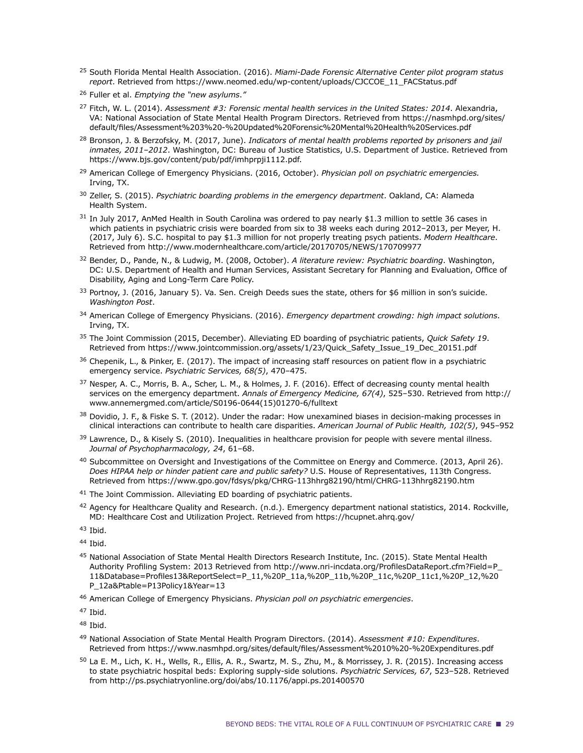[25] South Florida Mental Health Association. (2016). *Miami-Dade Forensic Alternative Center pilot program status report*. Retrieved from https://www.neomed.edu/wp-content/uploads/CJCCOE_11_FACStatus.pdf

[26] Fuller et al. *Emptying the "new asylums."*

[27] Fitch, W. L. (2014). *Assessment #3: Forensic mental health services in the United States: 2014*. Alexandria, VA: National Association of State Mental Health Program Directors. Retrieved from https://nasmhpd.org/sites/default/files/Assessment%203%20-%20Updated%20Forensic%20Mental%20Health%20Services.pdf

[28] Bronson, J. & Berzofsky, M. (2017, June). *Indicators of mental health problems reported by prisoners and jail inmates, 2011–2012*. Washington, DC: Bureau of Justice Statistics, U.S. Department of Justice. Retrieved from https://www.bjs.gov/content/pub/pdf/imhprpji1112.pdf.

[29] American College of Emergency Physicians. (2016, October). *Physician poll on psychiatric emergencies.* Irving, TX.

[30] Zeller, S. (2015). *Psychiatric boarding problems in the emergency department*. Oakland, CA: Alameda Health System.

[31] In July 2017, AnMed Health in South Carolina was ordered to pay nearly $1.3 million to settle 36 cases in which patients in psychiatric crisis were boarded from six to 38 weeks each during 2012–2013, per Meyer, H. (2017, July 6). S.C. hospital to pay $1.3 million for not properly treating psych patients. *Modern Healthcare*. Retrieved from http://www.modernhealthcare.com/article/20170705/NEWS/170709977

[32] Bender, D., Pande, N., & Ludwig, M. (2008, October). *A literature review: Psychiatric boarding*. Washington, DC: U.S. Department of Health and Human Services, Assistant Secretary for Planning and Evaluation, Office of Disability, Aging and Long-Term Care Policy.

[33] Portnoy, J. (2016, January 5). Va. Sen. Creigh Deeds sues the state, others for $6 million in son's suicide. *Washington Post*.

[34] American College of Emergency Physicians. (2016). *Emergency department crowding: high impact solutions*. Irving, TX.

[35] The Joint Commission (2015, December). Alleviating ED boarding of psychiatric patients, *Quick Safety 19*. Retrieved from https://www.jointcommission.org/assets/1/23/Quick_Safety_Issue_19_Dec_20151.pdf

[36] Chepenik, L., & Pinker, E. (2017). The impact of increasing staff resources on patient flow in a psychiatric emergency service. *Psychiatric Services, 68(5)*, 470–475.

[37] Nesper, A. C., Morris, B. A., Scher, L. M., & Holmes, J. F. (2016). Effect of decreasing county mental health services on the emergency department. *Annals of Emergency Medicine, 67(4)*, 525–530. Retrieved from http://www.annemergmed.com/article/S0196-0644(15)01270-6/fulltext

[38] Dovidio, J. F., & Fiske S. T. (2012). Under the radar: How unexamined biases in decision-making processes in clinical interactions can contribute to health care disparities. *American Journal of Public Health, 102(5)*, 945–952

[39] Lawrence, D., & Kisely S. (2010). Inequalities in healthcare provision for people with severe mental illness. *Journal of Psychopharmacology, 24*, 61–68.

[40] Subcommittee on Oversight and Investigations of the Committee on Energy and Commerce. (2013, April 26). *Does HIPAA help or hinder patient care and public safety?* U.S. House of Representatives, 113th Congress. Retrieved from https://www.gpo.gov/fdsys/pkg/CHRG-113hhrg82190/html/CHRG-113hhrg82190.htm

[41] The Joint Commission. Alleviating ED boarding of psychiatric patients.

[42] Agency for Healthcare Quality and Research. (n.d.). Emergency department national statistics, 2014. Rockville, MD: Healthcare Cost and Utilization Project. Retrieved from https://hcupnet.ahrq.gov/

[43] Ibid.

[44] Ibid.

[45] National Association of State Mental Health Directors Research Institute, Inc. (2015). State Mental Health Authority Profiling System: 2013 Retrieved from http://www.nri-incdata.org/ProfilesDataReport.cfm?Field=P_11&Database=Profiles13&ReportSelect=P_11,%20P_11a,%20P_11b,%20P_11c,%20P_11c1,%20P_12,%20P_12a&Ptable=P13Policy1&Year=13

[46] American College of Emergency Physicians. *Physician poll on psychiatric emergencies*.

[47] Ibid.

[48] Ibid.

[49] National Association of State Mental Health Program Directors. (2014). *Assessment #10: Expenditures*. Retrieved from https://www.nasmhpd.org/sites/default/files/Assessment%2010%20-%20Expenditures.pdf

[50] La E. M., Lich, K. H., Wells, R., Ellis, A. R., Swartz, M. S., Zhu, M., & Morrissey, J. R. (2015). Increasing access to state psychiatric hospital beds: Exploring supply-side solutions. *Psychiatric Services, 67*, 523–528. Retrieved from http://ps.psychiatryonline.org/doi/abs/10.1176/appi.ps.201400570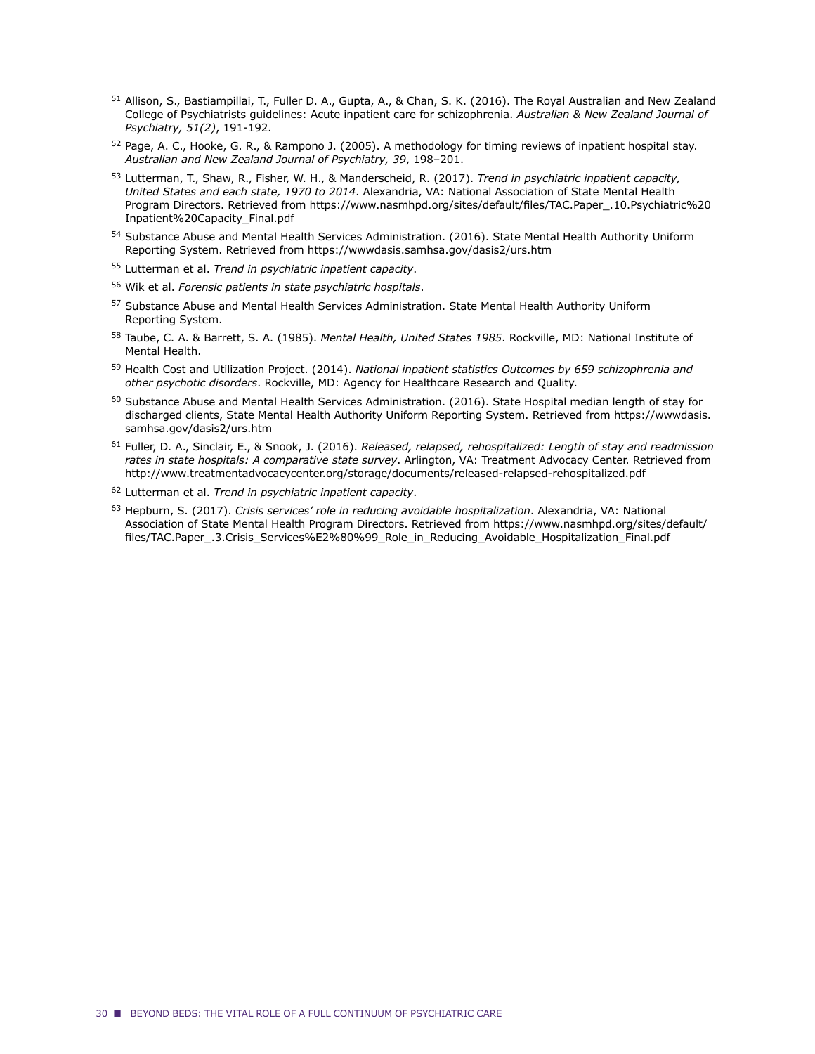[51] Allison, S., Bastiampillai, T., Fuller D. A., Gupta, A., & Chan, S. K. (2016). The Royal Australian and New Zealand College of Psychiatrists guidelines: Acute inpatient care for schizophrenia. *Australian & New Zealand Journal of Psychiatry, 51(2)*, 191-192.

[52] Page, A. C., Hooke, G. R., & Rampono J. (2005). A methodology for timing reviews of inpatient hospital stay. *Australian and New Zealand Journal of Psychiatry, 39*, 198–201.

[53] Lutterman, T., Shaw, R., Fisher, W. H., & Manderscheid, R. (2017). *Trend in psychiatric inpatient capacity, United States and each state, 1970 to 2014*. Alexandria, VA: National Association of State Mental Health Program Directors. Retrieved from https://www.nasmhpd.org/sites/default/files/TAC.Paper_.10.Psychiatric%20Inpatient%20Capacity_Final.pdf

[54] Substance Abuse and Mental Health Services Administration. (2016). State Mental Health Authority Uniform Reporting System. Retrieved from https://wwwdasis.samhsa.gov/dasis2/urs.htm

[55] Lutterman et al. *Trend in psychiatric inpatient capacity*.

[56] Wik et al. *Forensic patients in state psychiatric hospitals*.

[57] Substance Abuse and Mental Health Services Administration. State Mental Health Authority Uniform Reporting System.

[58] Taube, C. A. & Barrett, S. A. (1985). *Mental Health, United States 1985*. Rockville, MD: National Institute of Mental Health.

[59] Health Cost and Utilization Project. (2014). *National inpatient statistics Outcomes by 659 schizophrenia and other psychotic disorders*. Rockville, MD: Agency for Healthcare Research and Quality.

[60] Substance Abuse and Mental Health Services Administration. (2016). State Hospital median length of stay for discharged clients, State Mental Health Authority Uniform Reporting System. Retrieved from https://wwwdasis.samhsa.gov/dasis2/urs.htm

[61] Fuller, D. A., Sinclair, E., & Snook, J. (2016). *Released, relapsed, rehospitalized: Length of stay and readmission rates in state hospitals: A comparative state survey*. Arlington, VA: Treatment Advocacy Center. Retrieved from http://www.treatmentadvocacycenter.org/storage/documents/released-relapsed-rehospitalized.pdf

[62] Lutterman et al. *Trend in psychiatric inpatient capacity*.

[63] Hepburn, S. (2017). *Crisis services' role in reducing avoidable hospitalization*. Alexandria, VA: National Association of State Mental Health Program Directors. Retrieved from https://www.nasmhpd.org/sites/default/files/TAC.Paper_.3.Crisis_Services%E2%80%99_Role_in_Reducing_Avoidable_Hospitalization_Final.pdf